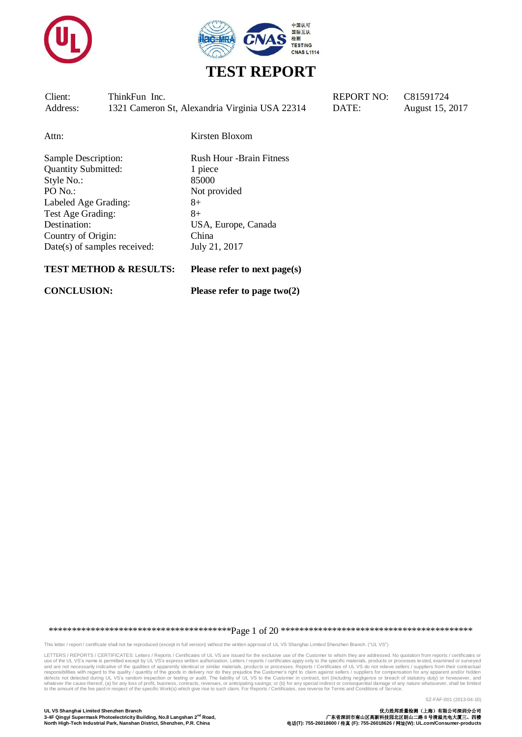# TEST REPORT

| Client: | ThinkFun Inc. | REPORT NO: | C81591724 |
|---|---|---|---|
| Address: | 1321 Cameron St, Alexandria Virginia USA 22314 | DATE: | August 15, 2017 |

Attn: Kirsten Bloxom

| | |
|---|---|
| Sample Description: | Rush Hour -Brain Fitness |
| Quantity Submitted: | 1 piece |
| Style No.: | 85000 |
| PO No.: | Not provided |
| Labeled Age Grading: | 8+ |
| Test Age Grading: | 8+ |
| Destination: | USA, Europe, Canada |
| Country of Origin: | China |
| Date(s) of samples received: | July 21, 2017 |

**TEST METHOD & RESULTS:** **Please refer to next page(s)**

**CONCLUSION:** **Please refer to page two(2)**

This letter / report / certificate shall not be reproduced (except in full version) without the written approval of UL VS Shanghai Limited Shenzhen Branch. ("UL VS")

LETTERS / REPORTS / CERTIFICATES: Letters / Reports / Certificates of UL VS are issued for the exclusive use of the Customer to whom they are addressed. No quotation from reports / certificates or use of the UL VS's name is permitted except by UL VS's express written authorization. Letters / reports / certificates apply only to the specific materials, products or processes tested, examined or surveyed and are not necessarily indicative of the qualities of apparently identical or similar materials, products or processes. Reports / Certificates of UL VS do not relieve sellers / suppliers from their contractual responsibilities with regard to the quality / quantity of the goods in delivery nor do they prejudice the Customer's right to claim against sellers / suppliers for compensation for any apparent and/or hidden defects not detected during UL VS's random inspection or testing or audit. The liability of UL VS to the Customer in contract, tort (including negligence or breach of statutory duty) or howsoever, and whatever the cause thereof, (a) for any loss of profit, business, contracts, revenues, or anticipating savings; or (b) for any special indirect or consequential damage of any nature whatsoever, shall be limited to the amount of the fee paid in respect of the specific Work(s) which give rise to such claim. For Reports / Certificates, see reverse for Terms and Conditions of Service.

SZ-FAF-001 (2013-04-10)

**UL VS Shanghai Limited Shenzhen Branch**
**3-4F Qingyi Supermask Photoelectricity Building, No.8 Langshan 2nd Road, North High-Tech Industrial Park, Nanshan District, Shenzhen, P.R. China**

**优力胜邦质量检测（上海）有限公司深圳分公司**
**广东省深圳市南山区高新科技园北区朗山二路 8 号清溢光电大厦三、四楼**
**电话(T): 755-26018600 / 传真 (F): 755-26018626 / 网址(W): UL.com/Consumer-products**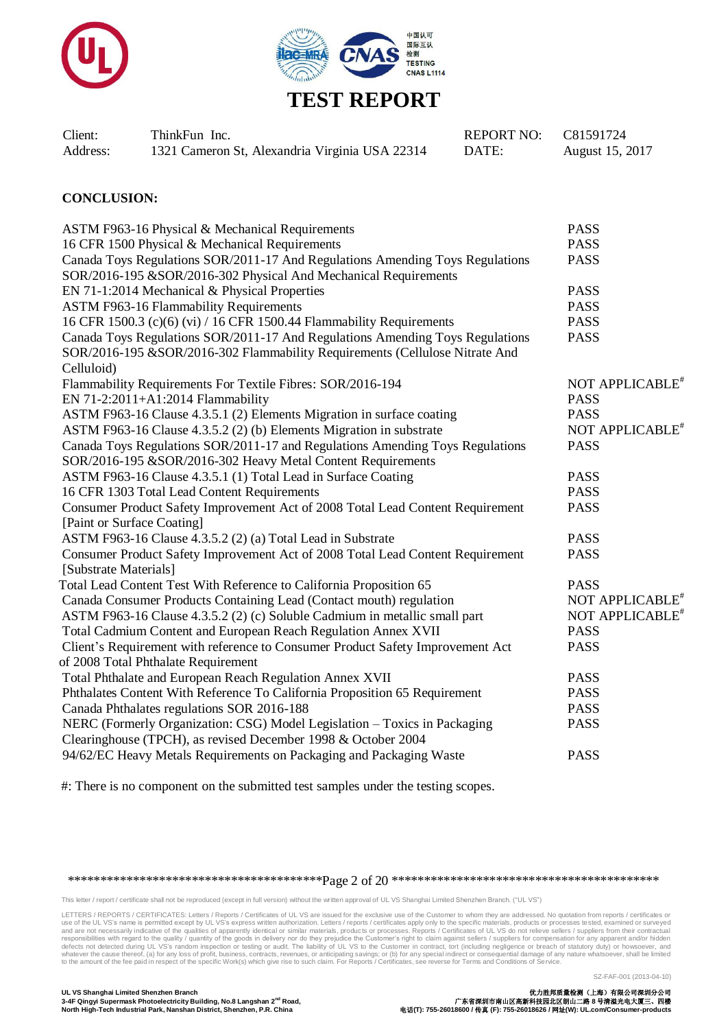# TEST REPORT

| Client: | ThinkFun Inc. | REPORT NO: | C81591724 |
|---|---|---|---|
| Address: | 1321 Cameron St, Alexandria Virginia USA 22314 | DATE: | August 15, 2017 |

**CONCLUSION:**

| Requirement | Result |
|---|---|
| ASTM F963-16 Physical & Mechanical Requirements | PASS |
| 16 CFR 1500 Physical & Mechanical Requirements | PASS |
| Canada Toys Regulations SOR/2011-17 And Regulations Amending Toys Regulations SOR/2016-195 &SOR/2016-302 Physical And Mechanical Requirements | PASS |
| EN 71-1:2014 Mechanical & Physical Properties | PASS |
| ASTM F963-16 Flammability Requirements | PASS |
| 16 CFR 1500.3 (c)(6) (vi) / 16 CFR 1500.44 Flammability Requirements | PASS |
| Canada Toys Regulations SOR/2011-17 And Regulations Amending Toys Regulations SOR/2016-195 &SOR/2016-302 Flammability Requirements (Cellulose Nitrate And Celluloid) | PASS |
| Flammability Requirements For Textile Fibres: SOR/2016-194 | NOT APPLICABLE# |
| EN 71-2:2011+A1:2014 Flammability | PASS |
| ASTM F963-16 Clause 4.3.5.1 (2) Elements Migration in surface coating | PASS |
| ASTM F963-16 Clause 4.3.5.2 (2) (b) Elements Migration in substrate | NOT APPLICABLE# |
| Canada Toys Regulations SOR/2011-17 and Regulations Amending Toys Regulations SOR/2016-195 &SOR/2016-302 Heavy Metal Content Requirements | PASS |
| ASTM F963-16 Clause 4.3.5.1 (1) Total Lead in Surface Coating | PASS |
| 16 CFR 1303 Total Lead Content Requirements | PASS |
| Consumer Product Safety Improvement Act of 2008 Total Lead Content Requirement [Paint or Surface Coating] | PASS |
| ASTM F963-16 Clause 4.3.5.2 (2) (a) Total Lead in Substrate | PASS |
| Consumer Product Safety Improvement Act of 2008 Total Lead Content Requirement [Substrate Materials] | PASS |
| Total Lead Content Test With Reference to California Proposition 65 | PASS |
| Canada Consumer Products Containing Lead (Contact mouth) regulation | NOT APPLICABLE# |
| ASTM F963-16 Clause 4.3.5.2 (2) (c) Soluble Cadmium in metallic small part | NOT APPLICABLE# |
| Total Cadmium Content and European Reach Regulation Annex XVII | PASS |
| Client's Requirement with reference to Consumer Product Safety Improvement Act of 2008 Total Phthalate Requirement | PASS |
| Total Phthalate and European Reach Regulation Annex XVII | PASS |
| Phthalates Content With Reference To California Proposition 65 Requirement | PASS |
| Canada Phthalates regulations SOR 2016-188 | PASS |
| NERC (Formerly Organization: CSG) Model Legislation – Toxics in Packaging Clearinghouse (TPCH), as revised December 1998 & October 2004 | PASS |
| 94/62/EC Heavy Metals Requirements on Packaging and Packaging Waste | PASS |

#: There is no component on the submitted test samples under the testing scopes.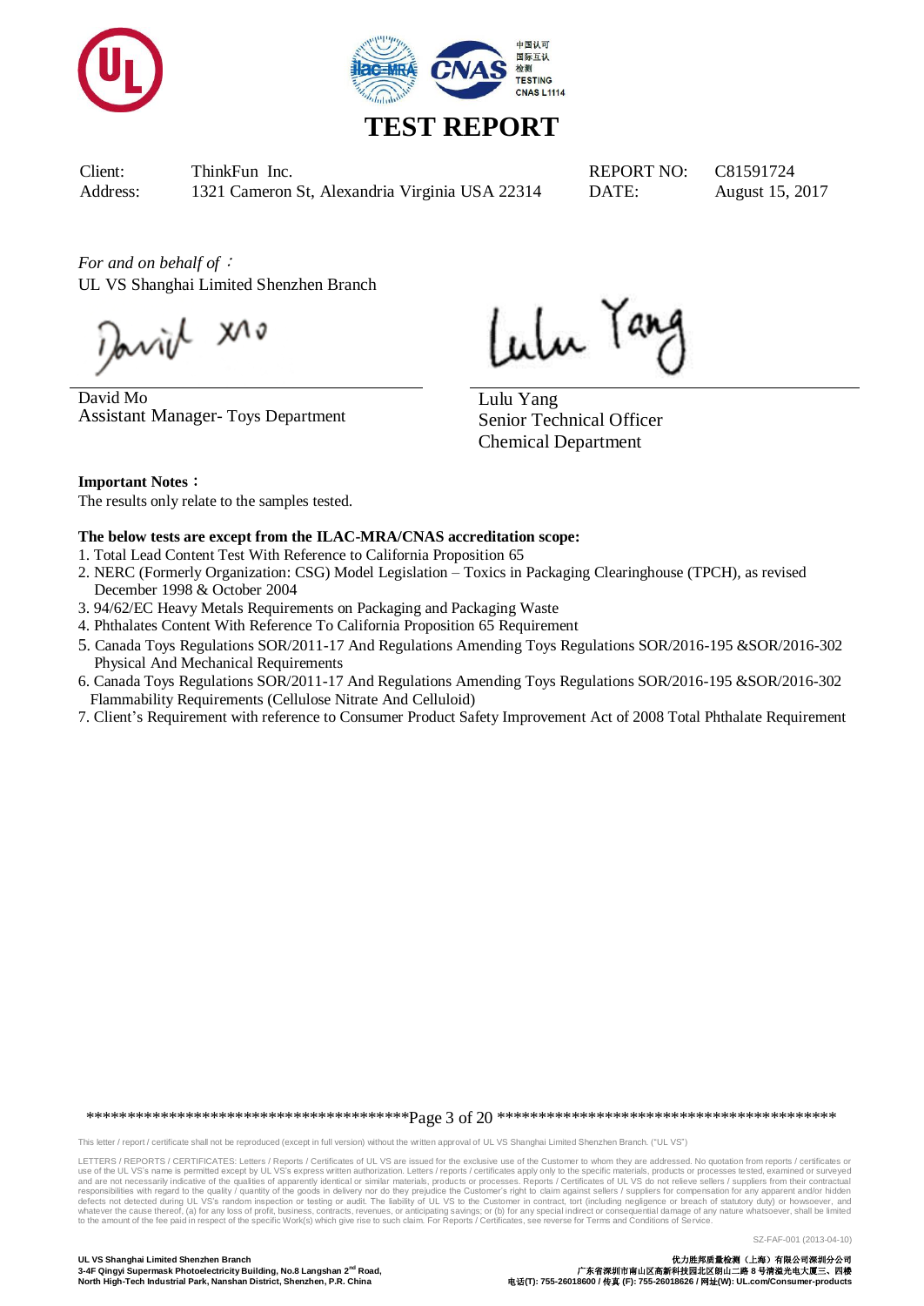# TEST REPORT

| | | | |
|---|---|---|---|
| Client: | ThinkFun Inc. | REPORT NO: | C81591724 |
| Address: | 1321 Cameron St, Alexandria Virginia USA 22314 | DATE: | August 15, 2017 |

*For and on behalf of*：
UL VS Shanghai Limited Shenzhen Branch

David Mo
Assistant Manager- Toys Department

Lulu Yang
Senior Technical Officer
Chemical Department

**Important Notes：**
The results only relate to the samples tested.

**The below tests are except from the ILAC-MRA/CNAS accreditation scope:**

1. Total Lead Content Test With Reference to California Proposition 65
2. NERC (Formerly Organization: CSG) Model Legislation – Toxics in Packaging Clearinghouse (TPCH), as revised December 1998 & October 2004
3. 94/62/EC Heavy Metals Requirements on Packaging and Packaging Waste
4. Phthalates Content With Reference To California Proposition 65 Requirement
5. Canada Toys Regulations SOR/2011-17 And Regulations Amending Toys Regulations SOR/2016-195 &SOR/2016-302 Physical And Mechanical Requirements
6. Canada Toys Regulations SOR/2011-17 And Regulations Amending Toys Regulations SOR/2016-195 &SOR/2016-302 Flammability Requirements (Cellulose Nitrate And Celluloid)
7. Client's Requirement with reference to Consumer Product Safety Improvement Act of 2008 Total Phthalate Requirement

This letter / report / certificate shall not be reproduced (except in full version) without the written approval of UL VS Shanghai Limited Shenzhen Branch. ("UL VS")

LETTERS / REPORTS / CERTIFICATES: Letters / Reports / Certificates of UL VS are issued for the exclusive use of the Customer to whom they are addressed. No quotation from reports / certificates or use of the UL VS's name is permitted except by UL VS's express written authorization. Letters / reports / certificates apply only to the specific materials, products or processes tested, examined or surveyed and are not necessarily indicative of the qualities of apparently identical or similar materials, products or processes. Reports / Certificates of UL VS do not relieve sellers / suppliers from their contractual responsibilities with regard to the quality / quantity of the goods in delivery nor do they prejudice the Customer's right to claim against sellers / suppliers for compensation for any apparent and/or hidden defects not detected during UL VS's random inspection or testing or audit. The liability of UL VS to the Customer in contract, tort (including negligence or breach of statutory duty) or howsoever, and whatever the cause thereof, (a) for any loss of profit, business, contracts, revenues, or anticipating savings; or (b) for any special indirect or consequential damage of any nature whatsoever, shall be limited to the amount of the fee paid in respect of the specific Work(s) which give rise to such claim. For Reports / Certificates, see reverse for Terms and Conditions of Service.

SZ-FAF-001 (2013-04-10)

**UL VS Shanghai Limited Shenzhen Branch**
**3-4F Qingyi Supermask Photoelectricity Building, No.8 Langshan 2nd Road, North High-Tech Industrial Park, Nanshan District, Shenzhen, P.R. China**

**优力胜邦质量检测（上海）有限公司深圳分公司**
**广东省深圳市南山区高新科技园北区朗山二路 8 号清溢光电大厦三、四楼**
**电话(T): 755-26018600 / 传真 (F): 755-26018626 / 网址(W): UL.com/Consumer-products**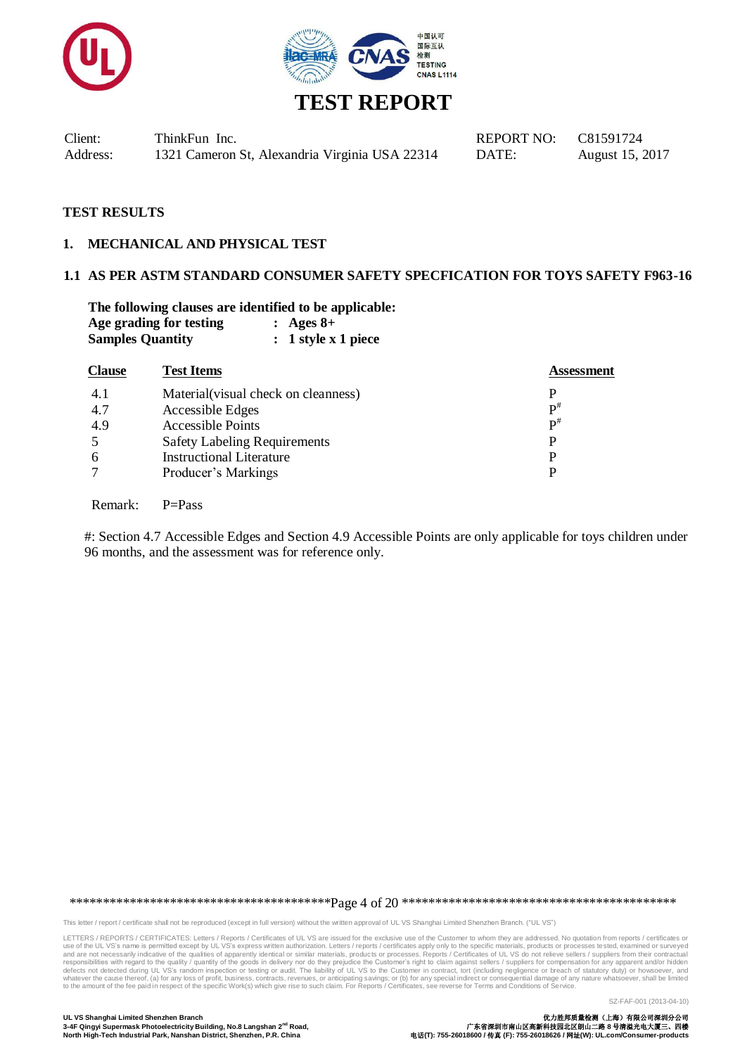# TEST REPORT

Client: ThinkFun Inc.
Address: 1321 Cameron St, Alexandria Virginia USA 22314

REPORT NO: C81591724
DATE: August 15, 2017

## TEST RESULTS

## 1. MECHANICAL AND PHYSICAL TEST

### 1.1 AS PER ASTM STANDARD CONSUMER SAFETY SPECFICATION FOR TOYS SAFETY F963-16

**The following clauses are identified to be applicable:**

**Age grading for testing : Ages 8+**

**Samples Quantity : 1 style x 1 piece**

| Clause | Test Items | Assessment |
|---|---|---|
| 4.1 | Material(visual check on cleanness) | P |
| 4.7 | Accessible Edges | P# |
| 4.9 | Accessible Points | P# |
| 5 | Safety Labeling Requirements | P |
| 6 | Instructional Literature | P |
| 7 | Producer's Markings | P |

Remark: P=Pass

#: Section 4.7 Accessible Edges and Section 4.9 Accessible Points are only applicable for toys children under 96 months, and the assessment was for reference only.

This letter / report / certificate shall not be reproduced (except in full version) without the written approval of UL VS Shanghai Limited Shenzhen Branch. ("UL VS")

LETTERS / REPORTS / CERTIFICATES: Letters / Reports / Certificates of UL VS are issued for the exclusive use of the Customer to whom they are addressed. No quotation from reports / certificates or use of the UL VS's name is permitted except by UL VS's express written authorization. Letters / reports / certificates apply only to the specific materials, products or processes tested, examined or surveyed and are not necessarily indicative of the qualities of apparently identical or similar materials, products or processes. Reports / Certificates of UL VS do not relieve sellers / suppliers from their contractual responsibilities with regard to the quality / quantity of the goods in delivery nor do they prejudice the Customer's right to claim against sellers / suppliers for compensation for any apparent and/or hidden defects not detected during UL VS's random inspection or testing or audit. The liability of UL VS to the Customer in contract, tort (including negligence or breach of statutory duty) or howsoever, and whatever the cause thereof, (a) for any loss of profit, business, contracts, revenues, or anticipating savings; or (b) for any special indirect or consequential damage of any nature whatsoever, shall be limited to the amount of the fee paid in respect of the specific Work(s) which give rise to such claim. For Reports / Certificates, see reverse for Terms and Conditions of Service.

SZ-FAF-001 (2013-04-10)

UL VS Shanghai Limited Shenzhen Branch
3-4F Qingyi Supermask Photoelectricity Building, No.8 Langshan 2nd Road,
North High-Tech Industrial Park, Nanshan District, Shenzhen, P.R. China

优力胜邦质量检测（上海）有限公司深圳分公司
广东省深圳市南山区高新科技园北区朗山二路 8 号清溢光电大厦三、四楼
电话(T): 755-26018600 / 传真 (F): 755-26018626 / 网址(W): UL.com/Consumer-products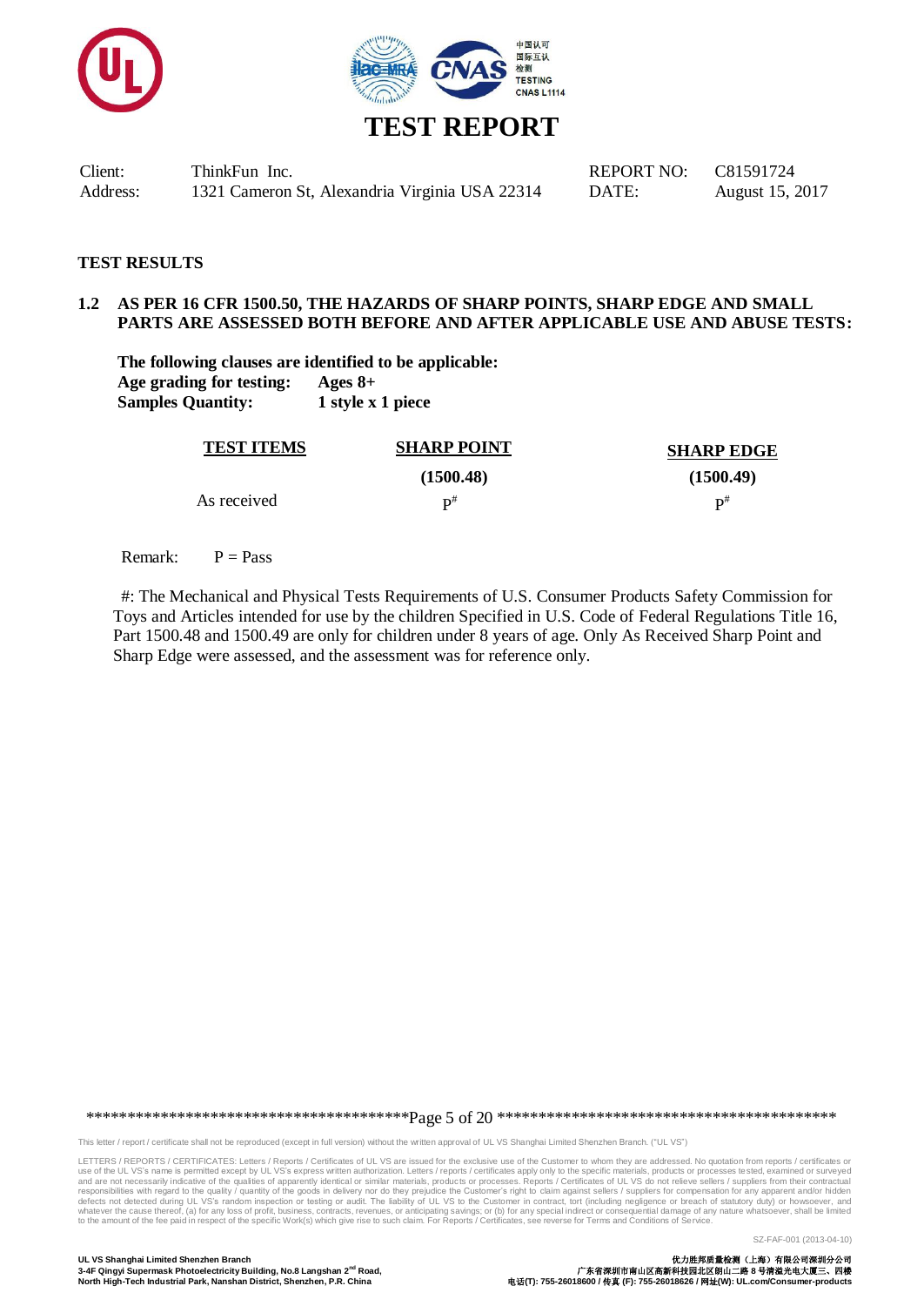# TEST REPORT

Client: ThinkFun Inc.
Address: 1321 Cameron St, Alexandria Virginia USA 22314

REPORT NO: C81591724
DATE: August 15, 2017

## TEST RESULTS

### 1.2 AS PER 16 CFR 1500.50, THE HAZARDS OF SHARP POINTS, SHARP EDGE AND SMALL PARTS ARE ASSESSED BOTH BEFORE AND AFTER APPLICABLE USE AND ABUSE TESTS:

**The following clauses are identified to be applicable:**
**Age grading for testing:** **Ages 8+**
**Samples Quantity:** **1 style x 1 piece**

| TEST ITEMS | SHARP POINT (1500.48) | SHARP EDGE (1500.49) |
|---|---|---|
| As received | P# | P# |

Remark: P = Pass

#: The Mechanical and Physical Tests Requirements of U.S. Consumer Products Safety Commission for Toys and Articles intended for use by the children Specified in U.S. Code of Federal Regulations Title 16, Part 1500.48 and 1500.49 are only for children under 8 years of age. Only As Received Sharp Point and Sharp Edge were assessed, and the assessment was for reference only.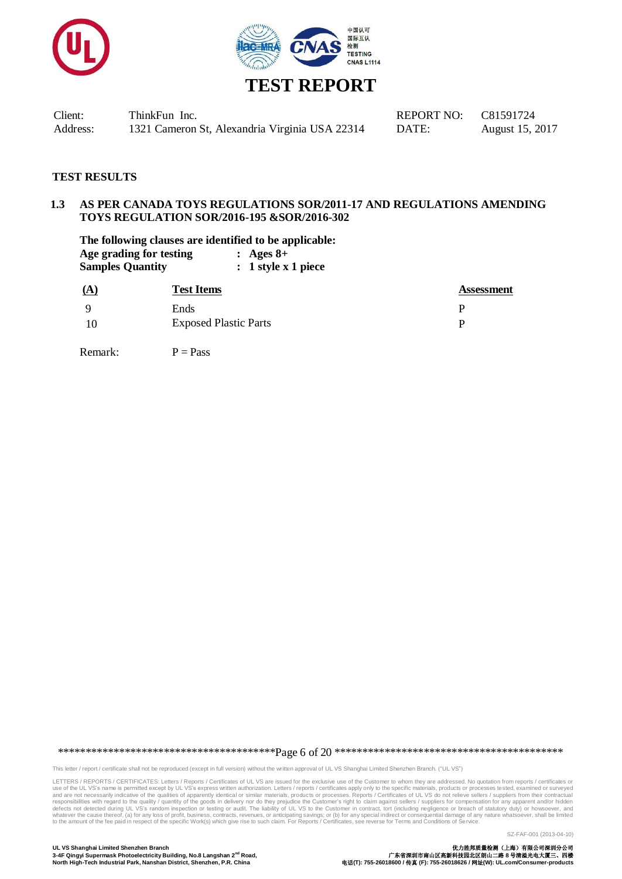# TEST REPORT

| Client: | ThinkFun Inc. | REPORT NO: | C81591724 |
|---|---|---|---|
| Address: | 1321 Cameron St, Alexandria Virginia USA 22314 | DATE: | August 15, 2017 |

## TEST RESULTS

### 1.3 AS PER CANADA TOYS REGULATIONS SOR/2011-17 AND REGULATIONS AMENDING TOYS REGULATION SOR/2016-195 &SOR/2016-302

**The following clauses are identified to be applicable:**

**Age grading for testing : Ages 8+**

**Samples Quantity : 1 style x 1 piece**

| (A) | Test Items | Assessment |
|---|---|---|
| 9 | Ends | P |
| 10 | Exposed Plastic Parts | P |

Remark: P = Pass

This letter / report / certificate shall not be reproduced (except in full version) without the written approval of UL VS Shanghai Limited Shenzhen Branch. ("UL VS")

LETTERS / REPORTS / CERTIFICATES: Letters / Reports / Certificates of UL VS are issued for the exclusive use of the Customer to whom they are addressed. No quotation from reports / certificates or use of the UL VS's name is permitted except by UL VS's express written authorization. Letters / reports / certificates apply only to the specific materials, products or processes tested, examined or surveyed and are not necessarily indicative of the qualities of apparently identical or similar materials, products or processes. Reports / Certificates of UL VS do not relieve sellers / suppliers from their contractual responsibilities with regard to the quality / quantity of the goods in delivery nor do they prejudice the Customer's right to claim against sellers / suppliers for compensation for any apparent and/or hidden defects not detected during UL VS's random inspection or testing or audit. The liability of UL VS to the Customer in contract, tort (including negligence or breach of statutory duty) or howsoever, and whatever the cause thereof, (a) for any loss of profit, business, contracts, revenues, or anticipating savings; or (b) for any special indirect or consequential damage of any nature whatsoever, shall be limited to the amount of the fee paid in respect of the specific Work(s) which give rise to such claim. For Reports / Certificates, see reverse for Terms and Conditions of Service.

SZ-FAF-001 (2013-04-10)

**UL VS Shanghai Limited Shenzhen Branch**
**3-4F Qingyi Supermask Photoelectricity Building, No.8 Langshan 2nd Road, North High-Tech Industrial Park, Nanshan District, Shenzhen, P.R. China**

**优力胜邦质量检测（上海）有限公司深圳分公司**
**广东省深圳市南山区高新科技园北区朗山二路 8 号清溢光电大厦三、四楼**
**电话(T): 755-26018600 / 传真 (F): 755-26018626 / 网址(W): UL.com/Consumer-products**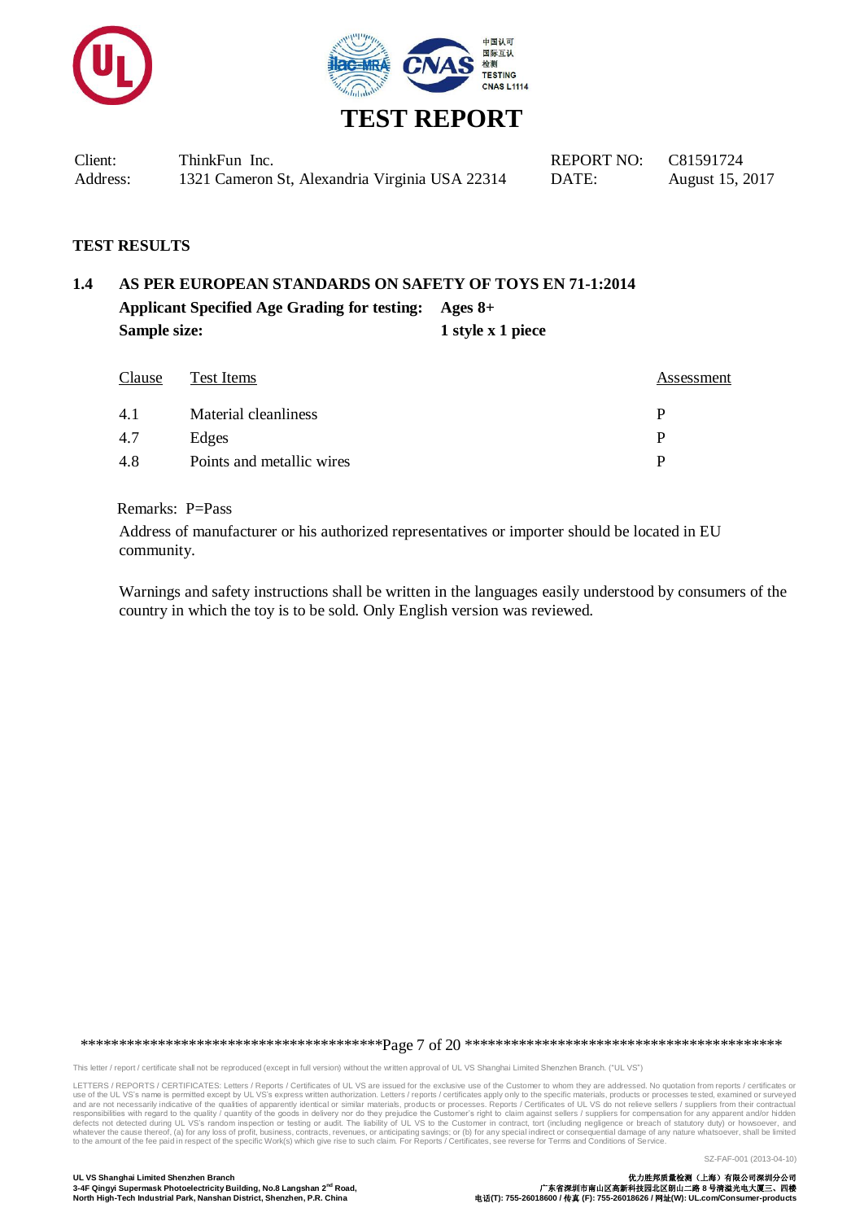# TEST REPORT

| Client: | ThinkFun Inc. | REPORT NO: | C81591724 |
|---|---|---|---|
| Address: | 1321 Cameron St, Alexandria Virginia USA 22314 | DATE: | August 15, 2017 |

**TEST RESULTS**

## 1.4 AS PER EUROPEAN STANDARDS ON SAFETY OF TOYS EN 71-1:2014

**Applicant Specified Age Grading for testing: Ages 8+**

**Sample size: 1 style x 1 piece**

| Clause | Test Items | Assessment |
|---|---|---|
| 4.1 | Material cleanliness | P |
| 4.7 | Edges | P |
| 4.8 | Points and metallic wires | P |

Remarks: P=Pass

Address of manufacturer or his authorized representatives or importer should be located in EU community.

Warnings and safety instructions shall be written in the languages easily understood by consumers of the country in which the toy is to be sold. Only English version was reviewed.

This letter / report / certificate shall not be reproduced (except in full version) without the written approval of UL VS Shanghai Limited Shenzhen Branch. ("UL VS")

LETTERS / REPORTS / CERTIFICATES: Letters / Reports / Certificates of UL VS are issued for the exclusive use of the Customer to whom they are addressed. No quotation from reports / certificates or use of the UL VS's name is permitted except by UL VS's express written authorization. Letters / reports / certificates apply only to the specific materials, products or processes tested, examined or surveyed and are not necessarily indicative of the qualities of apparently identical or similar materials, products or processes. Reports / Certificates of UL VS do not relieve sellers / suppliers from their contractual responsibilities with regard to the quality / quantity of the goods in delivery nor do they prejudice the Customer's right to claim against sellers / suppliers for compensation for any apparent and/or hidden defects not detected during UL VS's random inspection or testing or audit. The liability of UL VS to the Customer in contract, tort (including negligence or breach of statutory duty) or howsoever, and whatever the cause thereof, (a) for any loss of profit, business, contracts, revenues, or anticipating savings; or (b) for any special indirect or consequential damage of any nature whatsoever, shall be limited to the amount of the fee paid in respect of the specific Work(s) which give rise to such claim. For Reports / Certificates, see reverse for Terms and Conditions of Service.

SZ-FAF-001 (2013-04-10)

**UL VS Shanghai Limited Shenzhen Branch**
**3-4F Qingyi Supermask Photoelectricity Building, No.8 Langshan 2nd Road,**
**North High-Tech Industrial Park, Nanshan District, Shenzhen, P.R. China**

**优力胜邦质量检测（上海）有限公司深圳分公司**
**广东省深圳市南山区高新科技园北区朗山二路 8 号清溢光电大厦三、四楼**
**电话(T): 755-26018600 / 传真 (F): 755-26018626 / 网址(W): UL.com/Consumer-products**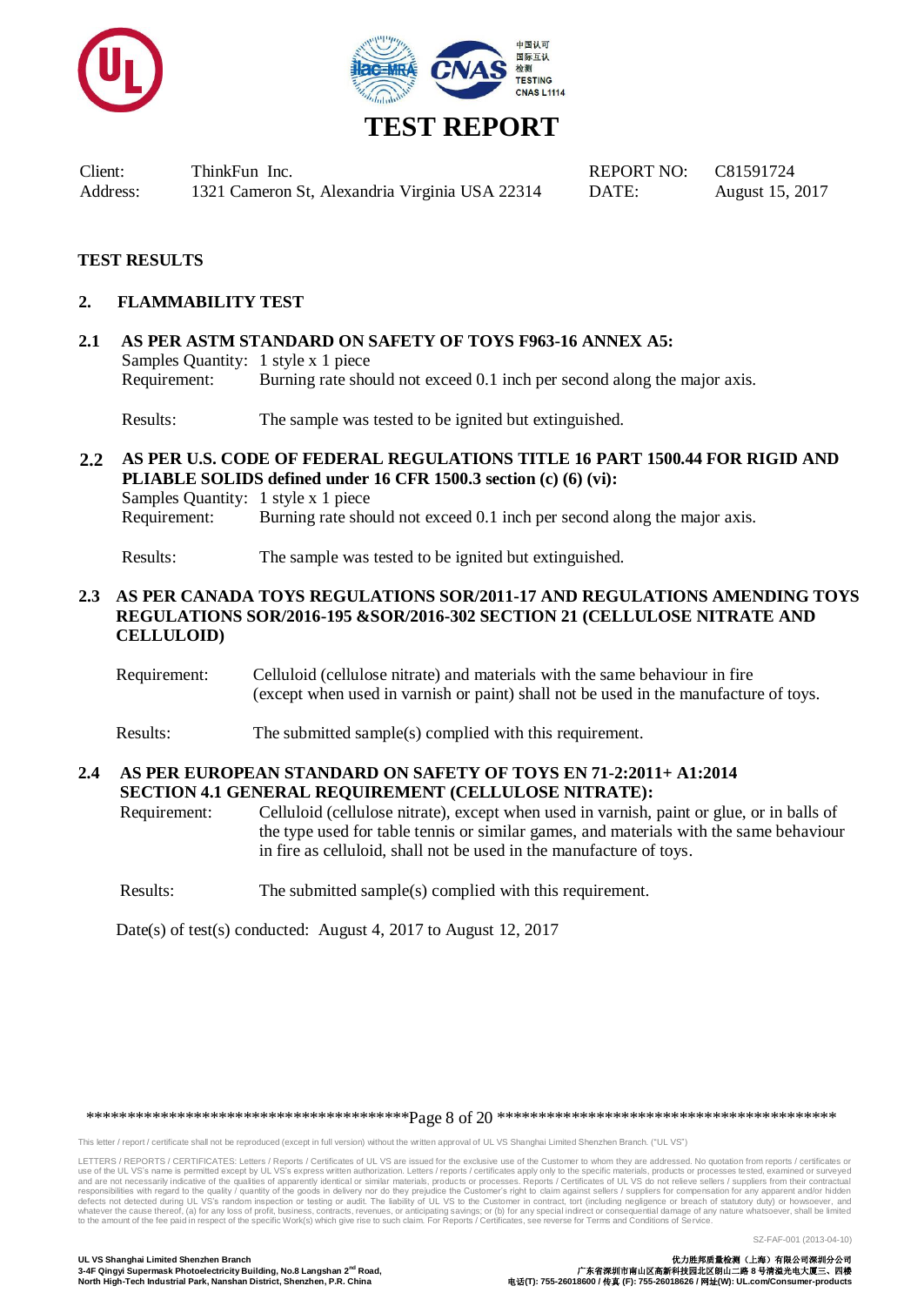# TEST REPORT

| Client: | ThinkFun Inc. | REPORT NO: | C81591724 |
|---|---|---|---|
| Address: | 1321 Cameron St, Alexandria Virginia USA 22314 | DATE: | August 15, 2017 |

**TEST RESULTS**

## 2. FLAMMABILITY TEST

### 2.1 AS PER ASTM STANDARD ON SAFETY OF TOYS F963-16 ANNEX A5:

Samples Quantity: 1 style x 1 piece
Requirement: Burning rate should not exceed 0.1 inch per second along the major axis.

Results: The sample was tested to be ignited but extinguished.

### 2.2 AS PER U.S. CODE OF FEDERAL REGULATIONS TITLE 16 PART 1500.44 FOR RIGID AND PLIABLE SOLIDS defined under 16 CFR 1500.3 section (c) (6) (vi):

Samples Quantity: 1 style x 1 piece
Requirement: Burning rate should not exceed 0.1 inch per second along the major axis.

Results: The sample was tested to be ignited but extinguished.

### 2.3 AS PER CANADA TOYS REGULATIONS SOR/2011-17 AND REGULATIONS AMENDING TOYS REGULATIONS SOR/2016-195 &SOR/2016-302 SECTION 21 (CELLULOSE NITRATE AND CELLULOID)

Requirement: Celluloid (cellulose nitrate) and materials with the same behaviour in fire (except when used in varnish or paint) shall not be used in the manufacture of toys.

Results: The submitted sample(s) complied with this requirement.

### 2.4 AS PER EUROPEAN STANDARD ON SAFETY OF TOYS EN 71-2:2011+ A1:2014 SECTION 4.1 GENERAL REQUIREMENT (CELLULOSE NITRATE):

Requirement: Celluloid (cellulose nitrate), except when used in varnish, paint or glue, or in balls of the type used for table tennis or similar games, and materials with the same behaviour in fire as celluloid, shall not be used in the manufacture of toys.

Results: The submitted sample(s) complied with this requirement.

Date(s) of test(s) conducted: August 4, 2017 to August 12, 2017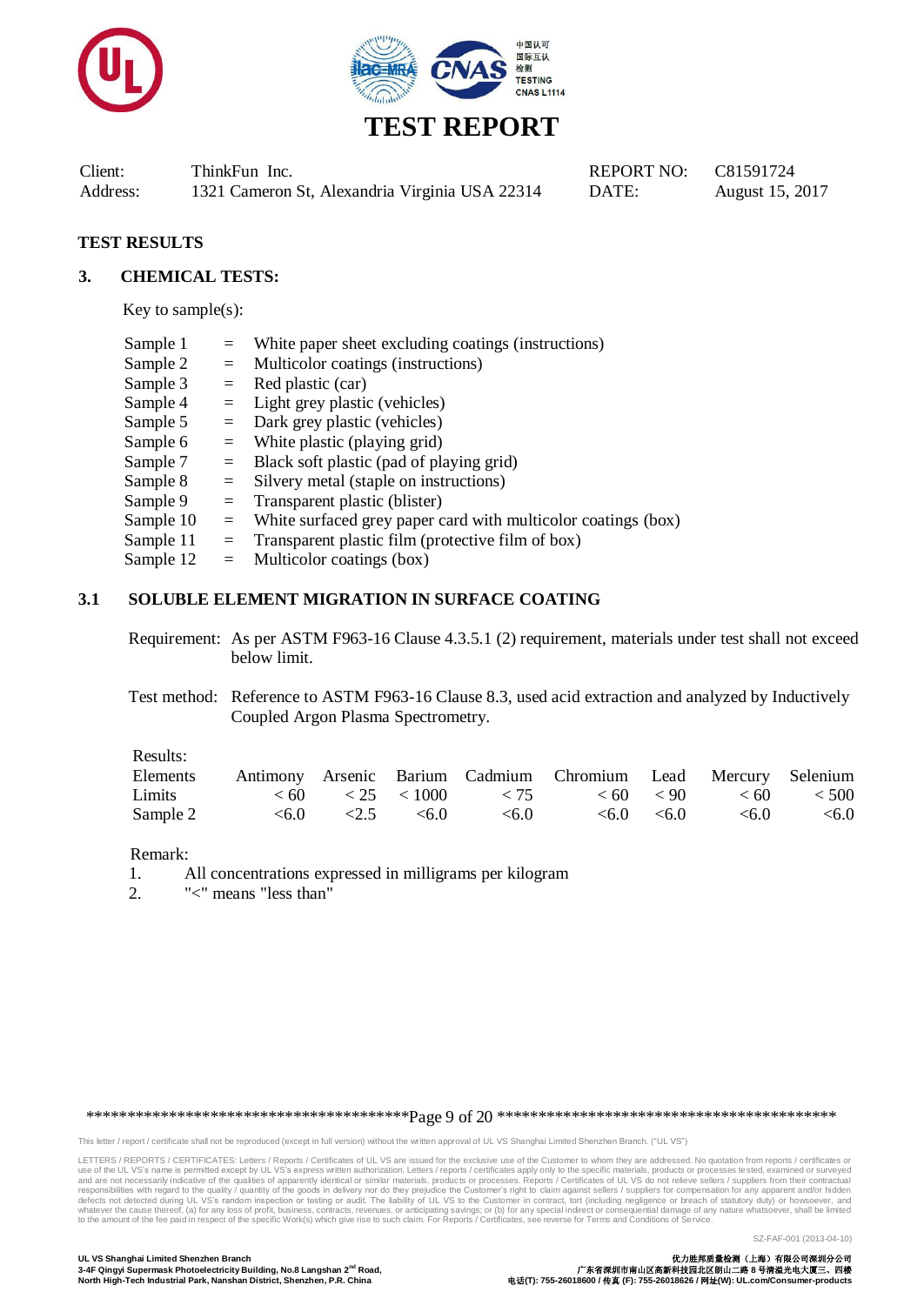# TEST REPORT

| Client: | ThinkFun Inc. | REPORT NO: | C81591724 |
|---|---|---|---|
| Address: | 1321 Cameron St, Alexandria Virginia USA 22314 | DATE: | August 15, 2017 |

## TEST RESULTS

### 3. CHEMICAL TESTS:

Key to sample(s):

- Sample 1 = White paper sheet excluding coatings (instructions)
- Sample 2 = Multicolor coatings (instructions)
- Sample 3 = Red plastic (car)
- Sample 4 = Light grey plastic (vehicles)
- Sample 5 = Dark grey plastic (vehicles)
- Sample 6 = White plastic (playing grid)
- Sample 7 = Black soft plastic (pad of playing grid)
- Sample 8 = Silvery metal (staple on instructions)
- Sample 9 = Transparent plastic (blister)
- Sample 10 = White surfaced grey paper card with multicolor coatings (box)
- Sample 11 = Transparent plastic film (protective film of box)
- Sample 12 = Multicolor coatings (box)

### 3.1 SOLUBLE ELEMENT MIGRATION IN SURFACE COATING

Requirement: As per ASTM F963-16 Clause 4.3.5.1 (2) requirement, materials under test shall not exceed below limit.

Test method: Reference to ASTM F963-16 Clause 8.3, used acid extraction and analyzed by Inductively Coupled Argon Plasma Spectrometry.

Results:

| Elements | Antimony | Arsenic | Barium | Cadmium | Chromium | Lead | Mercury | Selenium |
|---|---|---|---|---|---|---|---|---|
| Limits | < 60 | < 25 | < 1000 | < 75 | < 60 | < 90 | < 60 | < 500 |
| Sample 2 | <6.0 | <2.5 | <6.0 | <6.0 | <6.0 | <6.0 | <6.0 | <6.0 |

Remark:

1. All concentrations expressed in milligrams per kilogram
2. "<" means "less than"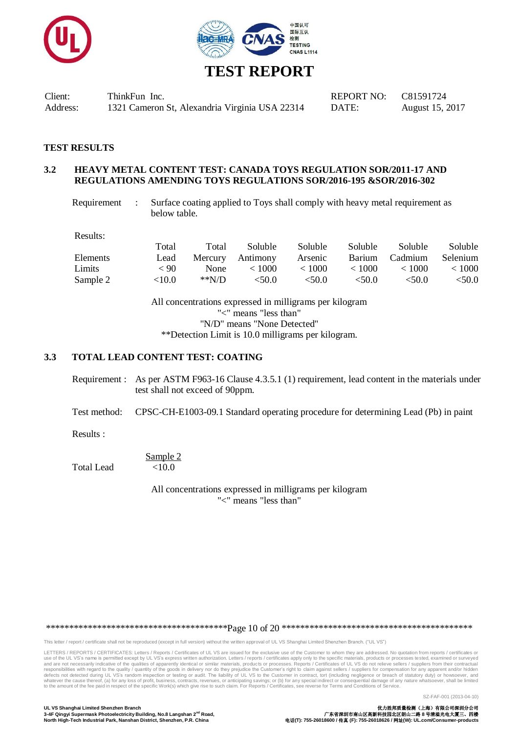# TEST REPORT

| Client: | ThinkFun Inc. | REPORT NO: | C81591724 |
|---|---|---|---|
| Address: | 1321 Cameron St, Alexandria Virginia USA 22314 | DATE: | August 15, 2017 |

## TEST RESULTS

### 3.2 HEAVY METAL CONTENT TEST: CANADA TOYS REGULATION SOR/2011-17 AND REGULATIONS AMENDING TOYS REGULATIONS SOR/2016-195 &SOR/2016-302

Requirement : Surface coating applied to Toys shall comply with heavy metal requirement as below table.

Results:

| Elements | Total Lead | Total Mercury | Soluble Antimony | Soluble Arsenic | Soluble Barium | Soluble Cadmium | Soluble Selenium |
|---|---|---|---|---|---|---|---|
| Limits | < 90 | None | < 1000 | < 1000 | < 1000 | < 1000 | < 1000 |
| Sample 2 | <10.0 | **N/D | <50.0 | <50.0 | <50.0 | <50.0 | <50.0 |

All concentrations expressed in milligrams per kilogram
"<" means "less than"
"N/D" means "None Detected"
**Detection Limit is 10.0 milligrams per kilogram.

### 3.3 TOTAL LEAD CONTENT TEST: COATING

Requirement : As per ASTM F963-16 Clause 4.3.5.1 (1) requirement, lead content in the materials under test shall not exceed of 90ppm.

Test method: CPSC-CH-E1003-09.1 Standard operating procedure for determining Lead (Pb) in paint

Results :

| | Sample 2 |
|---|---|
| Total Lead | <10.0 |

All concentrations expressed in milligrams per kilogram
"<" means "less than"

This letter / report / certificate shall not be reproduced (except in full version) without the written approval of UL VS Shanghai Limited Shenzhen Branch. ("UL VS")

LETTERS / REPORTS / CERTIFICATES: Letters / Reports / Certificates of UL VS are issued for the exclusive use of the Customer to whom they are addressed. No quotation from reports / certificates or use of the UL VS's name is permitted except by UL VS's express written authorization. Letters / reports / certificates apply only to the specific materials, products or processes tested, examined or surveyed and are not necessarily indicative of the qualities of apparently identical or similar materials, products or processes. Reports / Certificates of UL VS do not relieve sellers / suppliers from their contractual responsibilities with regard to the quality / quantity of the goods in delivery nor do they prejudice the Customer's right to claim against sellers / suppliers for compensation for any apparent and/or hidden defects not detected during UL VS's random inspection or testing or audit. The liability of UL VS to the Customer in contract, tort (including negligence or breach of statutory duty) or howsoever, and whatever the cause thereof, (a) for any loss of profit, business, contracts, revenues, or anticipating savings; or (b) for any special indirect or consequential damage of any nature whatsoever, shall be limited to the amount of the fee paid in respect of the specific Work(s) which give rise to such claim. For Reports / Certificates, see reverse for Terms and Conditions of Service.

SZ-FAF-001 (2013-04-10)

UL VS Shanghai Limited Shenzhen Branch
3-4F Qingyi Supermask Photoelectricity Building, No.8 Langshan 2nd Road, North High-Tech Industrial Park, Nanshan District, Shenzhen, P.R. China

优力胜邦质量检测（上海）有限公司深圳分公司
广东省深圳市南山区高新科技园北区朗山二路 8 号清溢光电大厦三、四楼
电话(T): 755-26018600 / 传真 (F): 755-26018626 / 网址(W): UL.com/Consumer-products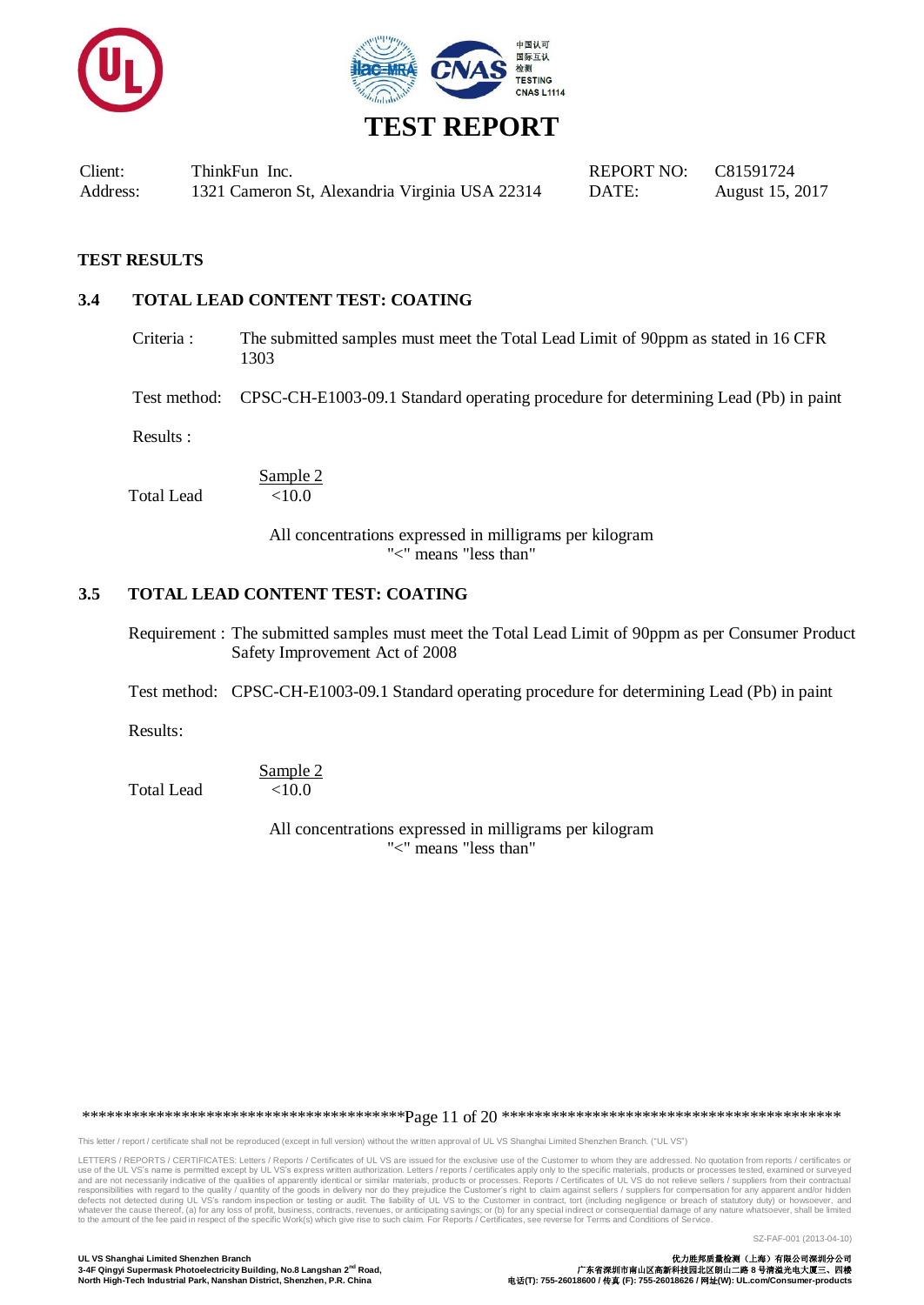# TEST REPORT

| Client: | ThinkFun Inc. | REPORT NO: | C81591724 |
|---|---|---|---|
| Address: | 1321 Cameron St, Alexandria Virginia USA 22314 | DATE: | August 15, 2017 |

**TEST RESULTS**

### 3.4 TOTAL LEAD CONTENT TEST: COATING

Criteria : The submitted samples must meet the Total Lead Limit of 90ppm as stated in 16 CFR 1303

Test method: CPSC-CH-E1003-09.1 Standard operating procedure for determining Lead (Pb) in paint

Results :

| | Sample 2 |
|---|---|
| Total Lead | <10.0 |

All concentrations expressed in milligrams per kilogram
"<" means "less than"

### 3.5 TOTAL LEAD CONTENT TEST: COATING

Requirement : The submitted samples must meet the Total Lead Limit of 90ppm as per Consumer Product Safety Improvement Act of 2008

Test method: CPSC-CH-E1003-09.1 Standard operating procedure for determining Lead (Pb) in paint

Results:

| | Sample 2 |
|---|---|
| Total Lead | <10.0 |

All concentrations expressed in milligrams per kilogram
"<" means "less than"

This letter / report / certificate shall not be reproduced (except in full version) without the written approval of UL VS Shanghai Limited Shenzhen Branch. ("UL VS")

LETTERS / REPORTS / CERTIFICATES: Letters / Reports / Certificates of UL VS are issued for the exclusive use of the Customer to whom they are addressed. No quotation from reports / certificates or use of the UL VS's name is permitted except by UL VS's express written authorization. Letters / reports / certificates apply only to the specific materials, products or processes tested, examined or surveyed and are not necessarily indicative of the qualities of apparently identical or similar materials, products or processes. Reports / Certificates of UL VS do not relieve sellers / suppliers from their contractual responsibilities with regard to the quality / quantity of the goods in delivery nor do they prejudice the Customer's right to claim against sellers / suppliers for compensation for any apparent and/or hidden defects not detected during UL VS's random inspection or testing or audit. The liability of UL VS to the Customer in contract, tort (including negligence or breach of statutory duty) or howsoever, and whatever the cause thereof, (a) for any loss of profit, business, contracts, revenues, or anticipating savings; or (b) for any special indirect or consequential damage of any nature whatsoever, shall be limited to the amount of the fee paid in respect of the specific Work(s) which give rise to such claim. For Reports / Certificates, see reverse for Terms and Conditions of Service.

SZ-FAF-001 (2013-04-10)

**UL VS Shanghai Limited Shenzhen Branch**
**3-4F Qingyi Supermask Photoelectricity Building, No.8 Langshan 2nd Road, North High-Tech Industrial Park, Nanshan District, Shenzhen, P.R. China**

**优力胜邦质量检测（上海）有限公司深圳分公司**
**广东省深圳市南山区高新科技园北区朗山二路 8 号清溢光电大厦三、四楼**
**电话(T): 755-26018600 / 传真 (F): 755-26018626 / 网址(W): UL.com/Consumer-products**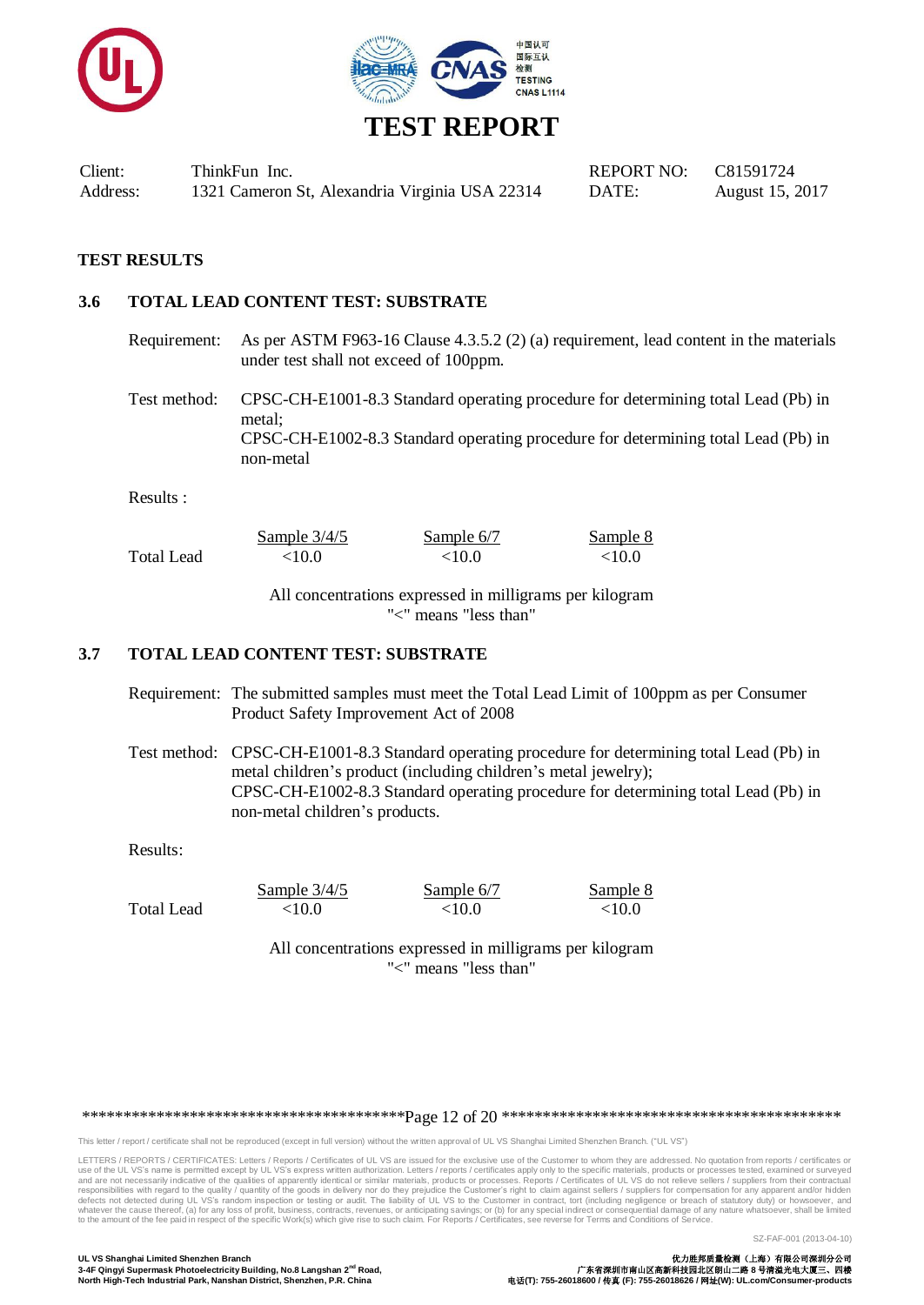# TEST REPORT

| Client: | ThinkFun Inc. | REPORT NO: | C81591724 |
|---|---|---|---|
| Address: | 1321 Cameron St, Alexandria Virginia USA 22314 | DATE: | August 15, 2017 |

## TEST RESULTS

### 3.6 TOTAL LEAD CONTENT TEST: SUBSTRATE

Requirement: As per ASTM F963-16 Clause 4.3.5.2 (2) (a) requirement, lead content in the materials under test shall not exceed of 100ppm.

Test method: CPSC-CH-E1001-8.3 Standard operating procedure for determining total Lead (Pb) in metal;
CPSC-CH-E1002-8.3 Standard operating procedure for determining total Lead (Pb) in non-metal

Results :

| | Sample 3/4/5 | Sample 6/7 | Sample 8 |
|---|---|---|---|
| Total Lead | <10.0 | <10.0 | <10.0 |

All concentrations expressed in milligrams per kilogram
"<" means "less than"

### 3.7 TOTAL LEAD CONTENT TEST: SUBSTRATE

Requirement: The submitted samples must meet the Total Lead Limit of 100ppm as per Consumer Product Safety Improvement Act of 2008

Test method: CPSC-CH-E1001-8.3 Standard operating procedure for determining total Lead (Pb) in metal children's product (including children's metal jewelry);
CPSC-CH-E1002-8.3 Standard operating procedure for determining total Lead (Pb) in non-metal children's products.

Results:

| | Sample 3/4/5 | Sample 6/7 | Sample 8 |
|---|---|---|---|
| Total Lead | <10.0 | <10.0 | <10.0 |

All concentrations expressed in milligrams per kilogram
"<" means "less than"

This letter / report / certificate shall not be reproduced (except in full version) without the written approval of UL VS Shanghai Limited Shenzhen Branch. ("UL VS")

LETTERS / REPORTS / CERTIFICATES: Letters / Reports / Certificates of UL VS are issued for the exclusive use of the Customer to whom they are addressed. No quotation from reports / certificates or use of the UL VS's name is permitted except by UL VS's express written authorization. Letters / reports / certificates apply only to the specific materials, products or processes tested, examined or surveyed and are not necessarily indicative of the qualities of apparently identical or similar materials, products or processes. Reports / Certificates of UL VS do not relieve sellers / suppliers from their contractual responsibilities with regard to the quality / quantity of the goods in delivery nor do they prejudice the Customer's right to claim against sellers / suppliers for compensation for any apparent and/or hidden defects not detected during UL VS's random inspection or testing or audit. The liability of UL VS to the Customer in contract, tort (including negligence or breach of statutory duty) or howsoever, and whatever the cause thereof, (a) for any loss of profit, business, contracts, revenues, or anticipating savings; or (b) for any special indirect or consequential damage of any nature whatsoever, shall be limited to the amount of the fee paid in respect of the specific Work(s) which give rise to such claim. For Reports / Certificates, see reverse for Terms and Conditions of Service.

SZ-FAF-001 (2013-04-10)

UL VS Shanghai Limited Shenzhen Branch
3-4F Qingyi Supermask Photoelectricity Building, No.8 Langshan 2nd Road,
North High-Tech Industrial Park, Nanshan District, Shenzhen, P.R. China

优力胜邦质量检测（上海）有限公司深圳分公司
广东省深圳市南山区高新科技园北区朗山二路8号清溢光电大厦三、四楼
电话(T): 755-26018600 / 传真 (F): 755-26018626 / 网址(W): UL.com/Consumer-products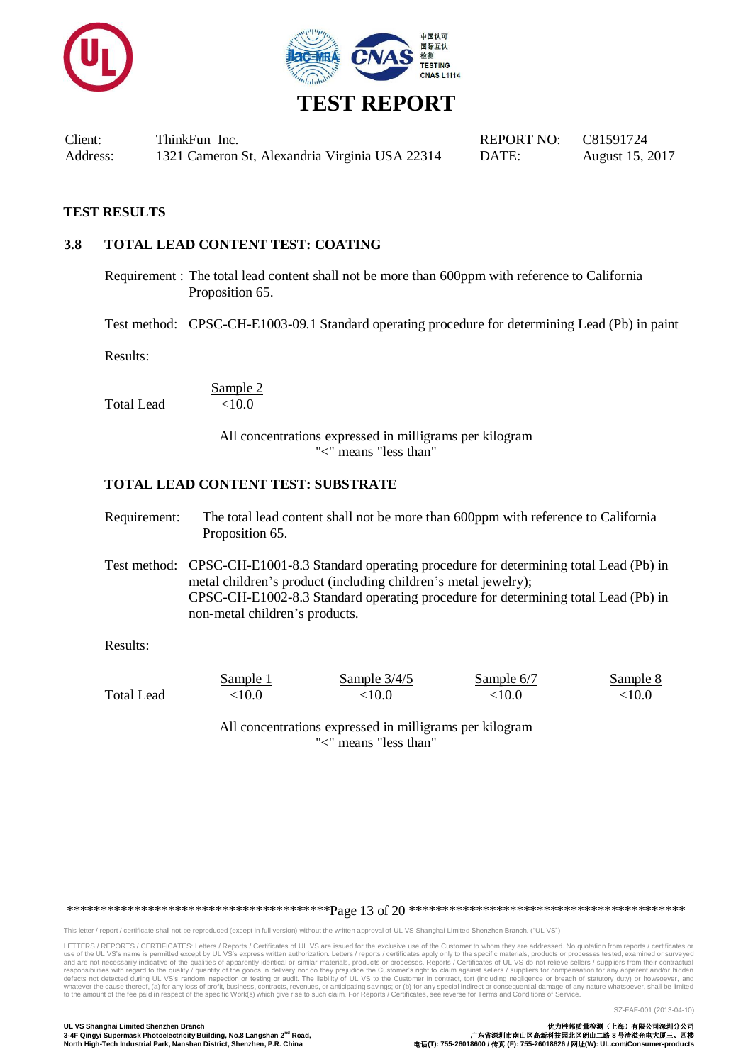# TEST REPORT

| Client: | ThinkFun Inc. | REPORT NO: | C81591724 |
|---|---|---|---|
| Address: | 1321 Cameron St, Alexandria Virginia USA 22314 | DATE: | August 15, 2017 |

## TEST RESULTS

### 3.8 TOTAL LEAD CONTENT TEST: COATING

Requirement : The total lead content shall not be more than 600ppm with reference to California Proposition 65.

Test method: CPSC-CH-E1003-09.1 Standard operating procedure for determining Lead (Pb) in paint

Results:

| | Sample 2 |
|---|---|
| Total Lead | <10.0 |

All concentrations expressed in milligrams per kilogram
"<" means "less than"

### TOTAL LEAD CONTENT TEST: SUBSTRATE

Requirement: The total lead content shall not be more than 600ppm with reference to California Proposition 65.

Test method: CPSC-CH-E1001-8.3 Standard operating procedure for determining total Lead (Pb) in metal children's product (including children's metal jewelry);
CPSC-CH-E1002-8.3 Standard operating procedure for determining total Lead (Pb) in non-metal children's products.

Results:

| | Sample 1 | Sample 3/4/5 | Sample 6/7 | Sample 8 |
|---|---|---|---|---|
| Total Lead | <10.0 | <10.0 | <10.0 | <10.0 |

All concentrations expressed in milligrams per kilogram
"<" means "less than"

This letter / report / certificate shall not be reproduced (except in full version) without the written approval of UL VS Shanghai Limited Shenzhen Branch. ("UL VS")

LETTERS / REPORTS / CERTIFICATES: Letters / Reports / Certificates of UL VS are issued for the exclusive use of the Customer to whom they are addressed. No quotation from reports / certificates or use of the UL VS's name is permitted except by UL VS's express written authorization. Letters / reports / certificates apply only to the specific materials, products or processes tested, examined or surveyed and are not necessarily indicative of the qualities of apparently identical or similar materials, products or processes. Reports / Certificates of UL VS do not relieve sellers / suppliers from their contractual responsibilities with regard to the quality / quantity of the goods in delivery nor do they prejudice the Customer's right to claim against sellers / suppliers for compensation for any apparent and/or hidden defects not detected during UL VS's random inspection or testing or audit. The liability of UL VS to the Customer in contract, tort (including negligence or breach of statutory duty) or howsoever, and whatever the cause thereof, (a) for any loss of profit, business, contracts, revenues, or anticipating savings; or (b) for any special indirect or consequential damage of any nature whatsoever, shall be limited to the amount of the fee paid in respect of the specific Work(s) which give rise to such claim. For Reports / Certificates, see reverse for Terms and Conditions of Service.

SZ-FAF-001 (2013-04-10)

UL VS Shanghai Limited Shenzhen Branch
3-4F Qingyi Supermask Photoelectricity Building, No.8 Langshan 2nd Road, North High-Tech Industrial Park, Nanshan District, Shenzhen, P.R. China

优力胜邦质量检测（上海）有限公司深圳分公司
广东省深圳市南山区高新科技园北区朗山二路 8 号清溢光电大厦三、四楼
电话(T): 755-26018600 / 传真 (F): 755-26018626 / 网址(W): UL.com/Consumer-products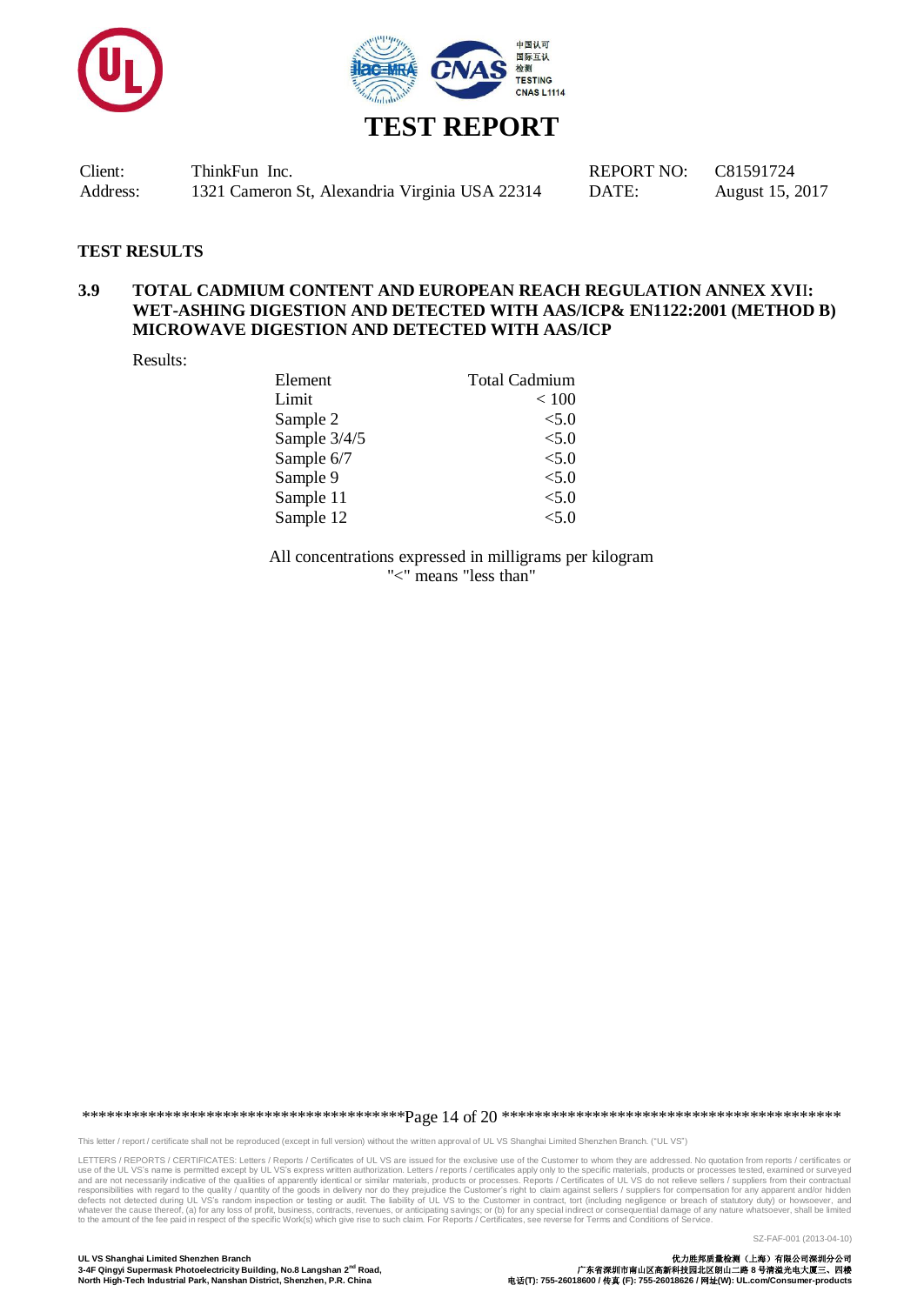# TEST REPORT

Client: ThinkFun Inc.  REPORT NO: C81591724
Address: 1321 Cameron St, Alexandria Virginia USA 22314  DATE: August 15, 2017

## TEST RESULTS

### 3.9 TOTAL CADMIUM CONTENT AND EUROPEAN REACH REGULATION ANNEX XVII: WET-ASHING DIGESTION AND DETECTED WITH AAS/ICP& EN1122:2001 (METHOD B) MICROWAVE DIGESTION AND DETECTED WITH AAS/ICP

Results:

| Element | Total Cadmium |
|---|---|
| Limit | < 100 |
| Sample 2 | <5.0 |
| Sample 3/4/5 | <5.0 |
| Sample 6/7 | <5.0 |
| Sample 9 | <5.0 |
| Sample 11 | <5.0 |
| Sample 12 | <5.0 |

All concentrations expressed in milligrams per kilogram
"<" means "less than"

This letter / report / certificate shall not be reproduced (except in full version) without the written approval of UL VS Shanghai Limited Shenzhen Branch. ("UL VS")

LETTERS / REPORTS / CERTIFICATES: Letters / Reports / Certificates of UL VS are issued for the exclusive use of the Customer to whom they are addressed. No quotation from reports / certificates or use of the UL VS's name is permitted except by UL VS's express written authorization. Letters / reports / certificates apply only to the specific materials, products or processes tested, examined or surveyed and are not necessarily indicative of the qualities of apparently identical or similar materials, products or processes. Reports / Certificates of UL VS do not relieve sellers / suppliers from their contractual responsibilities with regard to the quality / quantity of the goods in delivery nor do they prejudice the Customer's right to claim against sellers / suppliers for compensation for any apparent and/or hidden defects not detected during UL VS's random inspection or testing or audit. The liability of UL VS to the Customer in contract, tort (including negligence or breach of statutory duty) or howsoever, and whatever the cause thereof, (a) for any loss of profit, business, contracts, revenues, or anticipating savings; or (b) for any special indirect or consequential damage of any nature whatsoever, shall be limited to the amount of the fee paid in respect of the specific Work(s) which give rise to such claim. For Reports / Certificates, see reverse for Terms and Conditions of Service.

SZ-FAF-001 (2013-04-10)

**UL VS Shanghai Limited Shenzhen Branch**
**3-4F Qingyi Supermask Photoelectricity Building, No.8 Langshan 2nd Road, North High-Tech Industrial Park, Nanshan District, Shenzhen, P.R. China**

**优力胜邦质量检测（上海）有限公司深圳分公司**
**广东省深圳市南山区高新科技园北区朗山二路 8 号清溢光电大厦三、四楼**
**电话(T): 755-26018600 / 传真 (F): 755-26018626 / 网址(W): UL.com/Consumer-products**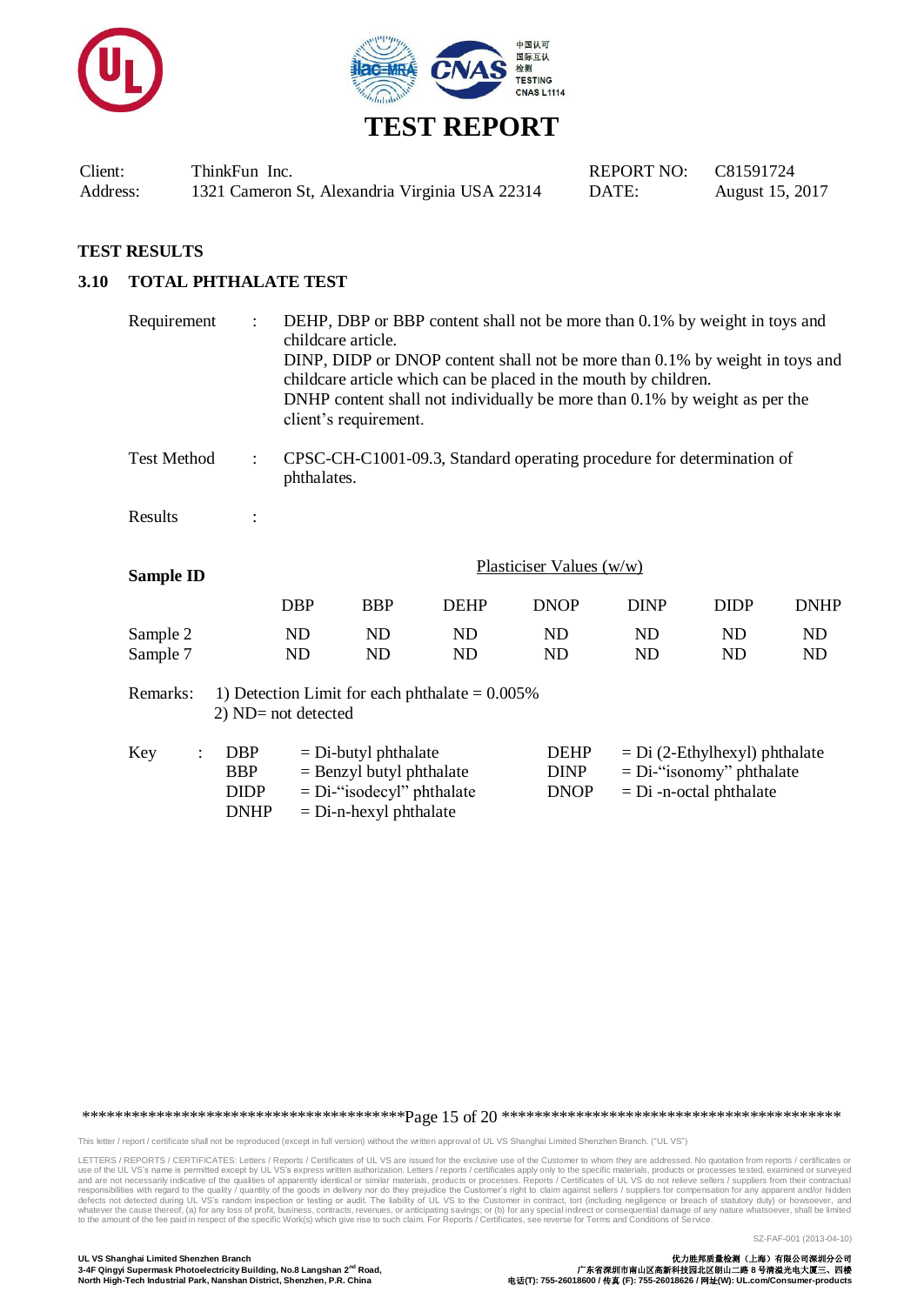# TEST REPORT

| Client: | ThinkFun Inc. | REPORT NO: | C81591724 |
|---|---|---|---|
| Address: | 1321 Cameron St, Alexandria Virginia USA 22314 | DATE: | August 15, 2017 |

## TEST RESULTS

### 3.10 TOTAL PHTHALATE TEST

Requirement : DEHP, DBP or BBP content shall not be more than 0.1% by weight in toys and childcare article.
DINP, DIDP or DNOP content shall not be more than 0.1% by weight in toys and childcare article which can be placed in the mouth by children.
DNHP content shall not individually be more than 0.1% by weight as per the client's requirement.

Test Method : CPSC-CH-C1001-09.3, Standard operating procedure for determination of phthalates.

Results :

| Sample ID | Plasticiser Values (w/w) | | | | | | |
|---|---|---|---|---|---|---|---|
| | DBP | BBP | DEHP | DNOP | DINP | DIDP | DNHP |
| Sample 2 | ND | ND | ND | ND | ND | ND | ND |
| Sample 7 | ND | ND | ND | ND | ND | ND | ND |

Remarks: 1) Detection Limit for each phthalate = 0.005%
2) ND= not detected

Key :

| | | | |
|---|---|---|---|
| DBP | = Di-butyl phthalate | DEHP | = Di (2-Ethylhexyl) phthalate |
| BBP | = Benzyl butyl phthalate | DINP | = Di-"isonomy" phthalate |
| DIDP | = Di-"isodecyl" phthalate | DNOP | = Di -n-octal phthalate |
| DNHP | = Di-n-hexyl phthalate | | |

This letter / report / certificate shall not be reproduced (except in full version) without the written approval of UL VS Shanghai Limited Shenzhen Branch. ("UL VS")

LETTERS / REPORTS / CERTIFICATES: Letters / Reports / Certificates of UL VS are issued for the exclusive use of the Customer to whom they are addressed. No quotation from reports / certificates or use of the UL VS's name is permitted except by UL VS's express written authorization. Letters / reports / certificates apply only to the specific materials, products or processes tested, examined or surveyed and are not necessarily indicative of the qualities of apparently identical or similar materials, products or processes. Reports / Certificates of UL VS do not relieve sellers / suppliers from their contractual responsibilities with regard to the quality / quantity of the goods in delivery nor do they prejudice the Customer's right to claim against sellers / suppliers for compensation for any apparent and/or hidden defects not detected during UL VS's random inspection or testing or audit. The liability of UL VS to the Customer in contract, tort (including negligence or breach of statutory duty) or howsoever, and whatever the cause thereof, (a) for any loss of profit, business, contracts, revenues, or anticipating savings; or (b) for any special indirect or consequential damage of any nature whatsoever, shall be limited to the amount of the fee paid in respect of the specific Work(s) which give rise to such claim. For Reports / Certificates, see reverse for Terms and Conditions of Service.

SZ-FAF-001 (2013-04-10)

UL VS Shanghai Limited Shenzhen Branch
3-4F Qingyi Supermask Photoelectricity Building, No.8 Langshan 2nd Road,
North High-Tech Industrial Park, Nanshan District, Shenzhen, P.R. China

优力胜邦质量检测（上海）有限公司深圳分公司
广东省深圳市南山区高新科技园北区朗山二路 8 号清溢光电大厦三、四楼
电话(T): 755-26018600 / 传真 (F): 755-26018626 / 网址(W): UL.com/Consumer-products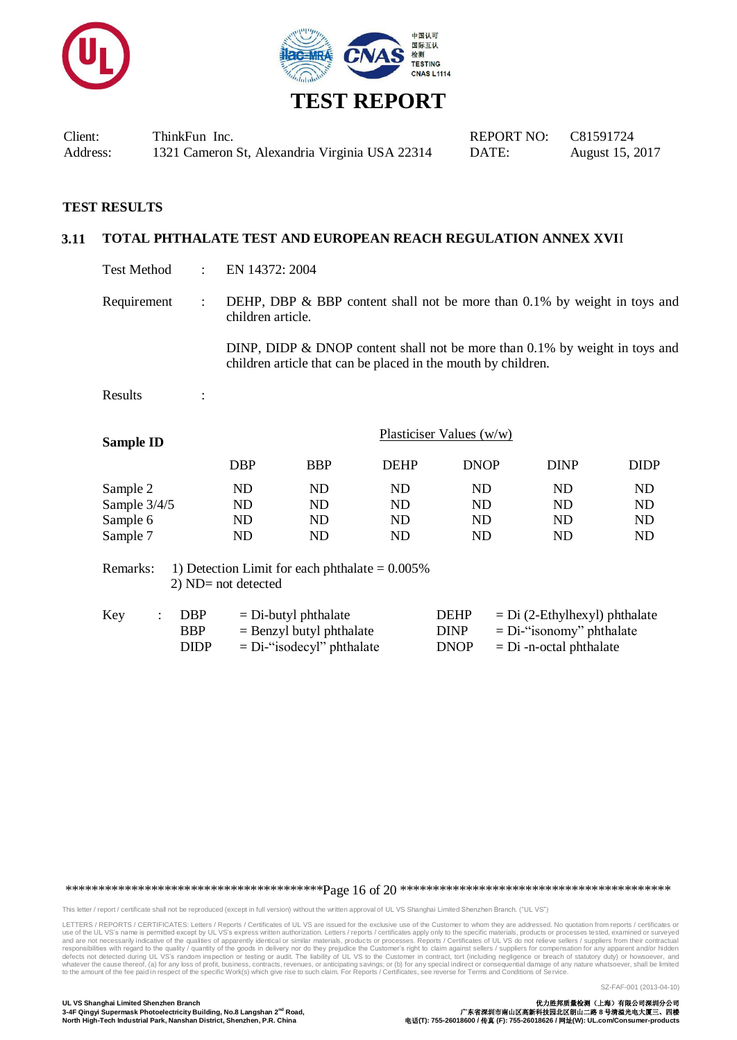# TEST REPORT

| Client: | ThinkFun Inc. | REPORT NO: | C81591724 |
|---|---|---|---|
| Address: | 1321 Cameron St, Alexandria Virginia USA 22314 | DATE: | August 15, 2017 |

## TEST RESULTS

### 3.11 TOTAL PHTHALATE TEST AND EUROPEAN REACH REGULATION ANNEX XVII

Test Method : EN 14372: 2004

Requirement : DEHP, DBP & BBP content shall not be more than 0.1% by weight in toys and children article.

DINP, DIDP & DNOP content shall not be more than 0.1% by weight in toys and children article that can be placed in the mouth by children.

Results :

| Sample ID | Plasticiser Values (w/w) | | | | | |
|---|---|---|---|---|---|---|
| | DBP | BBP | DEHP | DNOP | DINP | DIDP |
| Sample 2 | ND | ND | ND | ND | ND | ND |
| Sample 3/4/5 | ND | ND | ND | ND | ND | ND |
| Sample 6 | ND | ND | ND | ND | ND | ND |
| Sample 7 | ND | ND | ND | ND | ND | ND |

Remarks: 1) Detection Limit for each phthalate = 0.005%
2) ND= not detected

Key :

| | | | |
|---|---|---|---|
| DBP | = Di-butyl phthalate | DEHP | = Di (2-Ethylhexyl) phthalate |
| BBP | = Benzyl butyl phthalate | DINP | = Di-"isonomy" phthalate |
| DIDP | = Di-"isodecyl" phthalate | DNOP | = Di -n-octal phthalate |

This letter / report / certificate shall not be reproduced (except in full version) without the written approval of UL VS Shanghai Limited Shenzhen Branch. ("UL VS")

LETTERS / REPORTS / CERTIFICATES: Letters / Reports / Certificates of UL VS are issued for the exclusive use of the Customer to whom they are addressed. No quotation from reports / certificates or use of the UL VS's name is permitted except by UL VS's express written authorization. Letters / reports / certificates apply only to the specific materials, products or processes tested, examined or surveyed and are not necessarily indicative of the qualities of apparently identical or similar materials, products or processes. Reports / Certificates of UL VS do not relieve sellers / suppliers from their contractual responsibilities with regard to the quality / quantity of the goods in delivery nor do they prejudice the Customer's right to claim against sellers / suppliers for compensation for any apparent and/or hidden defects not detected during UL VS's random inspection or testing or audit. The liability of UL VS to the Customer in contract, tort (including negligence or breach of statutory duty) or howsoever, and whatever the cause thereof, (a) for any loss of profit, business, contracts, revenues, or anticipating savings; or (b) for any special indirect or consequential damage of any nature whatsoever, shall be limited to the amount of the fee paid in respect of the specific Work(s) which give rise to such claim. For Reports / Certificates, see reverse for Terms and Conditions of Service.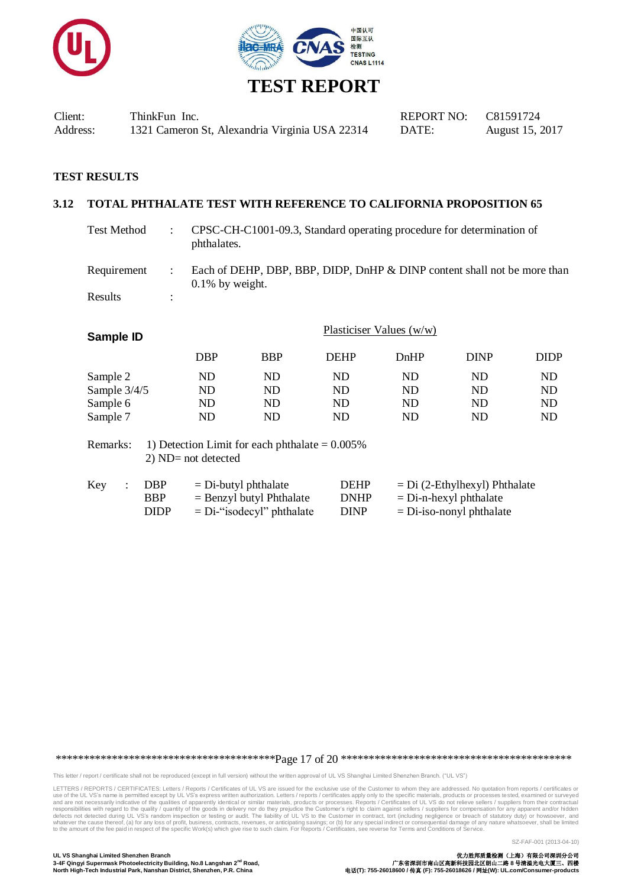# TEST REPORT

Client: ThinkFun Inc.  
Address: 1321 Cameron St, Alexandria Virginia USA 22314

REPORT NO: C81591724  
DATE: August 15, 2017

**TEST RESULTS**

## 3.12 TOTAL PHTHALATE TEST WITH REFERENCE TO CALIFORNIA PROPOSITION 65

Test Method : CPSC-CH-C1001-09.3, Standard operating procedure for determination of phthalates.

Requirement : Each of DEHP, DBP, BBP, DIDP, DnHP & DINP content shall not be more than 0.1% by weight.

Results :

| Sample ID | Plasticiser Values (w/w) | | | | | |
|---|---|---|---|---|---|---|
| | DBP | BBP | DEHP | DnHP | DINP | DIDP |
| Sample 2 | ND | ND | ND | ND | ND | ND |
| Sample 3/4/5 | ND | ND | ND | ND | ND | ND |
| Sample 6 | ND | ND | ND | ND | ND | ND |
| Sample 7 | ND | ND | ND | ND | ND | ND |

Remarks: 1) Detection Limit for each phthalate = 0.005%  
2) ND= not detected

Key :

| | | | |
|---|---|---|---|
| DBP | = Di-butyl phthalate | DEHP | = Di (2-Ethylhexyl) Phthalate |
| BBP | = Benzyl butyl Phthalate | DNHP | = Di-n-hexyl phthalate |
| DIDP | = Di-"isodecyl" phthalate | DINP | = Di-iso-nonyl phthalate |

This letter / report / certificate shall not be reproduced (except in full version) without the written approval of UL VS Shanghai Limited Shenzhen Branch. ("UL VS")

LETTERS / REPORTS / CERTIFICATES: Letters / Reports / Certificates of UL VS are issued for the exclusive use of the Customer to whom they are addressed. No quotation from reports / certificates or use of the UL VS's name is permitted except by UL VS's express written authorization. Letters / reports / certificates apply only to the specific materials, products or processes tested, examined or surveyed and are not necessarily indicative of the qualities of apparently identical or similar materials, products or processes. Reports / Certificates of UL VS do not relieve sellers / suppliers from their contractual responsibilities with regard to the quality / quantity of the goods in delivery nor do they prejudice the Customer's right to claim against sellers / suppliers for compensation for any apparent and/or hidden defects not detected during UL VS's random inspection or testing or audit. The liability of UL VS to the Customer in contract, tort (including negligence or breach of statutory duty) or howsoever, and whatever the cause thereof, (a) for any loss of profit, business, contracts, revenues, or anticipating savings; or (b) for any special indirect or consequential damage of any nature whatsoever, shall be limited to the amount of the fee paid in respect of the specific Work(s) which give rise to such claim. For Reports / Certificates, see reverse for Terms and Conditions of Service.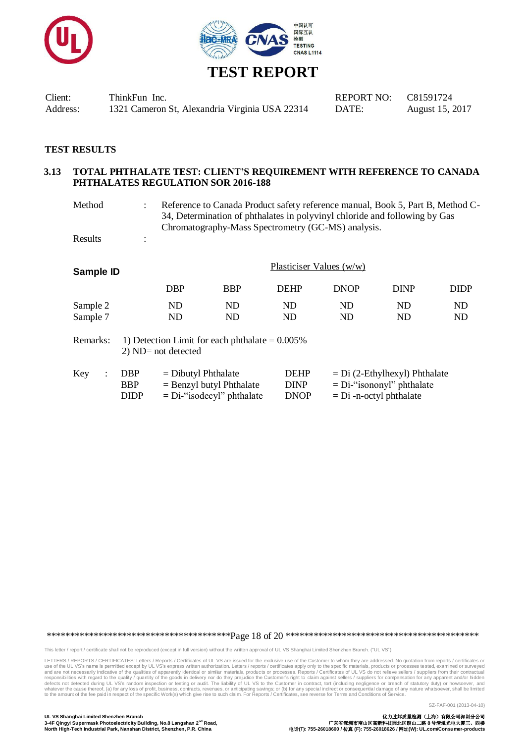# TEST REPORT

Client: ThinkFun Inc.
Address: 1321 Cameron St, Alexandria Virginia USA 22314

REPORT NO: C81591724
DATE: August 15, 2017

## TEST RESULTS

### 3.13 TOTAL PHTHALATE TEST: CLIENT'S REQUIREMENT WITH REFERENCE TO CANADA PHTHALATES REGULATION SOR 2016-188

Method : Reference to Canada Product safety reference manual, Book 5, Part B, Method C-34, Determination of phthalates in polyvinyl chloride and following by Gas Chromatography-Mass Spectrometry (GC-MS) analysis.

Results :

| Sample ID | Plasticiser Values (w/w) | | | | | |
|---|---|---|---|---|---|---|
| | DBP | BBP | DEHP | DNOP | DINP | DIDP |
| Sample 2 | ND | ND | ND | ND | ND | ND |
| Sample 7 | ND | ND | ND | ND | ND | ND |

Remarks: 1) Detection Limit for each phthalate = 0.005%
2) ND= not detected

Key :

| | | | |
|---|---|---|---|
| DBP | = Dibutyl Phthalate | DEHP | = Di (2-Ethylhexyl) Phthalate |
| BBP | = Benzyl butyl Phthalate | DINP | = Di-"isononyl" phthalate |
| DIDP | = Di-"isodecyl" phthalate | DNOP | = Di -n-octyl phthalate |

This letter / report / certificate shall not be reproduced (except in full version) without the written approval of UL VS Shanghai Limited Shenzhen Branch. ("UL VS")

LETTERS / REPORTS / CERTIFICATES: Letters / Reports / Certificates of UL VS are issued for the exclusive use of the Customer to whom they are addressed. No quotation from reports / certificates or use of the UL VS's name is permitted except by UL VS's express written authorization. Letters / reports / certificates apply only to the specific materials, products or processes tested, examined or surveyed and are not necessarily indicative of the qualities of apparently identical or similar materials, products or processes. Reports / Certificates of UL VS do not relieve sellers / suppliers from their contractual responsibilities with regard to the quality / quantity of the goods in delivery nor do they prejudice the Customer's right to claim against sellers / suppliers for compensation for any apparent and/or hidden defects not detected during UL VS's random inspection or testing or audit. The liability of UL VS to the Customer in contract, tort (including negligence or breach of statutory duty) or howsoever, and whatever the cause thereof, (a) for any loss of profit, business, contracts, revenues, or anticipating savings; or (b) for any special indirect or consequential damage of any nature whatsoever, shall be limited to the amount of the fee paid in respect of the specific Work(s) which give rise to such claim. For Reports / Certificates, see reverse for Terms and Conditions of Service.

SZ-FAF-001 (2013-04-10)

UL VS Shanghai Limited Shenzhen Branch
3-4F Qingyi Supermask Photoelectricity Building, No.8 Langshan 2nd Road,
North High-Tech Industrial Park, Nanshan District, Shenzhen, P.R. China

优力胜邦质量检测（上海）有限公司深圳分公司
广东省深圳市南山区高新科技园北区朗山二路 8 号清溢光电大厦三、四楼
电话(T): 755-26018600 / 传真 (F): 755-26018626 / 网址(W): UL.com/Consumer-products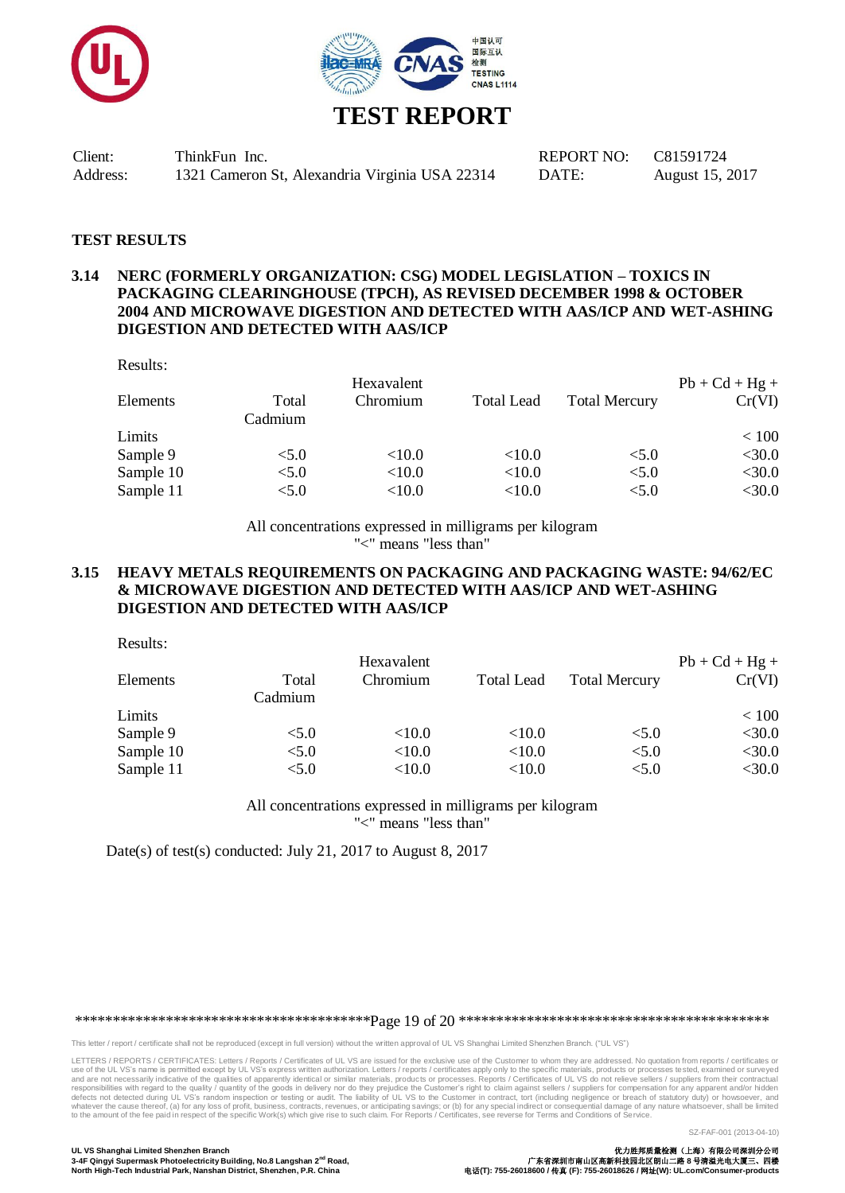# TEST REPORT

| | | | |
|---|---|---|---|
| Client: | ThinkFun Inc. | REPORT NO: | C81591724 |
| Address: | 1321 Cameron St, Alexandria Virginia USA 22314 | DATE: | August 15, 2017 |

## TEST RESULTS

### 3.14 NERC (FORMERLY ORGANIZATION: CSG) MODEL LEGISLATION – TOXICS IN PACKAGING CLEARINGHOUSE (TPCH), AS REVISED DECEMBER 1998 & OCTOBER 2004 AND MICROWAVE DIGESTION AND DETECTED WITH AAS/ICP AND WET-ASHING DIGESTION AND DETECTED WITH AAS/ICP

Results:

| Elements | Total Cadmium | Hexavalent Chromium | Total Lead | Total Mercury | Pb + Cd + Hg + Cr(VI) |
|---|---|---|---|---|---|
| Limits | | | | | < 100 |
| Sample 9 | <5.0 | <10.0 | <10.0 | <5.0 | <30.0 |
| Sample 10 | <5.0 | <10.0 | <10.0 | <5.0 | <30.0 |
| Sample 11 | <5.0 | <10.0 | <10.0 | <5.0 | <30.0 |

All concentrations expressed in milligrams per kilogram
"<" means "less than"

### 3.15 HEAVY METALS REQUIREMENTS ON PACKAGING AND PACKAGING WASTE: 94/62/EC & MICROWAVE DIGESTION AND DETECTED WITH AAS/ICP AND WET-ASHING DIGESTION AND DETECTED WITH AAS/ICP

Results:

| Elements | Total Cadmium | Hexavalent Chromium | Total Lead | Total Mercury | Pb + Cd + Hg + Cr(VI) |
|---|---|---|---|---|---|
| Limits | | | | | < 100 |
| Sample 9 | <5.0 | <10.0 | <10.0 | <5.0 | <30.0 |
| Sample 10 | <5.0 | <10.0 | <10.0 | <5.0 | <30.0 |
| Sample 11 | <5.0 | <10.0 | <10.0 | <5.0 | <30.0 |

All concentrations expressed in milligrams per kilogram
"<" means "less than"

Date(s) of test(s) conducted: July 21, 2017 to August 8, 2017

This letter / report / certificate shall not be reproduced (except in full version) without the written approval of UL VS Shanghai Limited Shenzhen Branch. ("UL VS")

LETTERS / REPORTS / CERTIFICATES: Letters / Reports / Certificates of UL VS are issued for the exclusive use of the Customer to whom they are addressed. No quotation from reports / certificates or use of the UL VS's name is permitted except by UL VS's express written authorization. Letters / reports / certificates apply only to the specific materials, products or processes tested, examined or surveyed and are not necessarily indicative of the qualities of apparently identical or similar materials, products or processes. Reports / Certificates of UL VS do not relieve sellers / suppliers from their contractual responsibilities with regard to the quality / quantity of the goods in delivery nor do they prejudice the Customer's right to claim against sellers / suppliers for compensation for any apparent and/or hidden defects not detected during UL VS's random inspection or testing or audit. The liability of UL VS to the Customer in contract, tort (including negligence or breach of statutory duty) or howsoever, and whatever the cause thereof, (a) for any loss of profit, business, contracts, revenues, or anticipating savings; or (b) for any special indirect or consequential damage of any nature whatsoever, shall be limited to the amount of the fee paid in respect of the specific Work(s) which give rise to such claim. For Reports / Certificates, see reverse for Terms and Conditions of Service.

SZ-FAF-001 (2013-04-10)

**UL VS Shanghai Limited Shenzhen Branch**
**3-4F Qingyi Supermask Photoelectricity Building, No.8 Langshan 2nd Road,**
**North High-Tech Industrial Park, Nanshan District, Shenzhen, P.R. China**

**优力胜邦质量检测（上海）有限公司深圳分公司**
**广东省深圳市南山区高新科技园北区朗山二路 8 号清溢光电大厦三、四楼**
**电话(T): 755-26018600 / 传真 (F): 755-26018626 / 网址(W): UL.com/Consumer-products**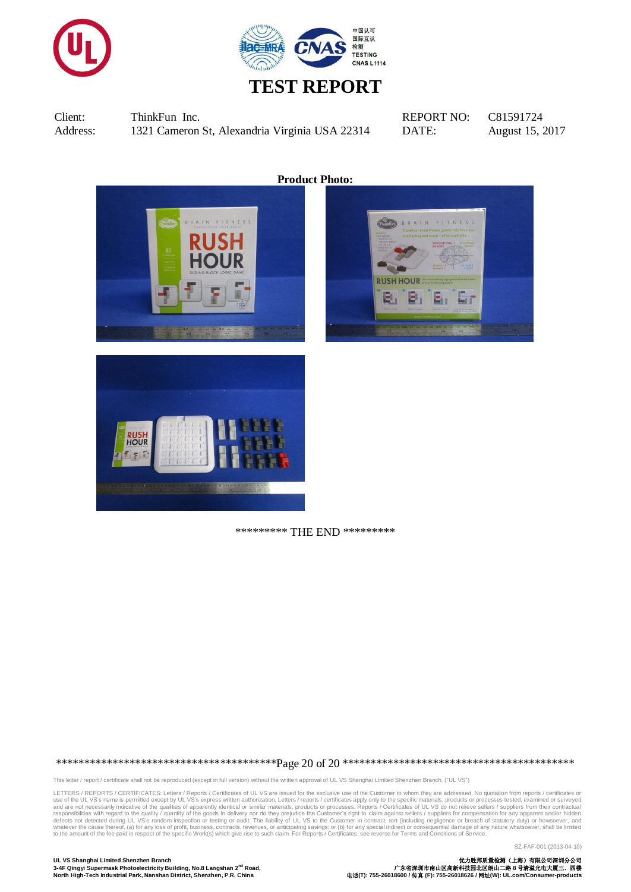# TEST REPORT

| Client: | ThinkFun Inc. | REPORT NO: | C81591724 |
|---|---|---|---|
| Address: | 1321 Cameron St, Alexandria Virginia USA 22314 | DATE: | August 15, 2017 |

**Product Photo:**

********* THE END *********

This letter / report / certificate shall not be reproduced (except in full version) without the written approval of UL VS Shanghai Limited Shenzhen Branch. ("UL VS")

LETTERS / REPORTS / CERTIFICATES: Letters / Reports / Certificates of UL VS are issued for the exclusive use of the Customer to whom they are addressed. No quotation from reports / certificates or use of the UL VS's name is permitted except by UL VS's express written authorization. Letters / reports / certificates apply only to the specific materials, products or processes tested, examined or surveyed and are not necessarily indicative of the qualities of apparently identical or similar materials, products or processes. Reports / Certificates of UL VS do not relieve sellers / suppliers from their contractual responsibilities with regard to the quality / quantity of the goods in delivery nor do they prejudice the Customer's right to claim against sellers / suppliers for compensation for any apparent and/or hidden defects not detected during UL VS's random inspection or testing or audit. The liability of UL VS to the Customer in contract, tort (including negligence or breach of statutory duty) or howsoever, and whatever the cause thereof, (a) for any loss of profit, business, contracts, revenues, or anticipating savings; or (b) for any special indirect or consequential damage of any nature whatsoever, shall be limited to the amount of the fee paid in respect of the specific Work(s) which give rise to such claim. For Reports / Certificates, see reverse for Terms and Conditions of Service.

SZ-FAF-001 (2013-04-10)

**UL VS Shanghai Limited Shenzhen Branch**
**3-4F Qingyi Supermask Photoelectricity Building, No.8 Langshan 2nd Road, North High-Tech Industrial Park, Nanshan District, Shenzhen, P.R. China**

**优力胜邦质量检测（上海）有限公司深圳分公司**
**广东省深圳市南山区高新科技园北区朗山二路 8 号清溢光电大厦三、四楼**
**电话(T): 755-26018600 / 传真 (F): 755-26018626 / 网址(W): UL.com/Consumer-products**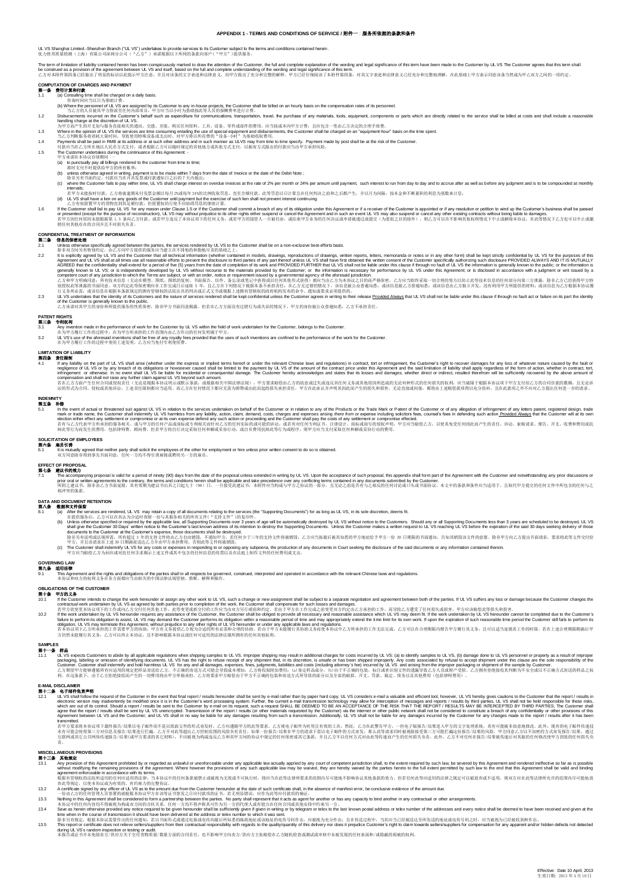# APPENDIX 1 - TERMS AND CONDITIONS OF SERVICE / 附件一：服务所依据的条款和条件

UL VS Shanghai Limited.-Shenzhen Branch ("UL VS") undertakes to provide services to its Customer subject to the terms and conditions contained herein.
优力胜邦质量检测（上海）有限公司深圳分公司（"乙方"）承诺根据以下所列的条款向客户（"甲方"）提供服务。

The term of limitation of liability contained herein has been conspicuously marked to draw the attention of the Customer, the full and complete explanation of the wording and legal significance of this term have been made to the Customer by UL VS. The Customer agrees that this term shall be construed as a provision of the agreement between UL VS and itself, based on the full and complete understanding of the wording and legal significance of this term.
乙方对本附件第四条中的责任限制条款已做出了明显的标识以此提示甲方注意，并且对该条的文字表述和法律意义，向甲方做出了充分和完整的解释。甲方已经仔细阅读了本附件第四条，对其文字表述和法律意义已经充分和完整地理解，在此基础上甲方表示同意该条当然成为甲乙双方之间的一项约定。

## COMPUTATION OF CHARGES AND PAYMENT
## 第一条 费用计算和付款

1.1 (a) Consulting time shall be charged on a daily basis.
咨询时间应当以日为基础计费。
(b) Where the personnel of UL VS are assigned by its Customer to any in-house projects, the Customer shall be billed on an hourly basis on the compensation rates of its personnel.
当乙方的人员被其甲方指派至任何内部项目，甲方应当以小时为基础按此等人员的薪酬费率进行计费。

1.2 Disbursements incurred on the Customer's behalf such as expenditure for communications, transportation, travel, the purchase of any materials, tools, equipment, components or parts which are directly related to the service shall be billed at costs and shall include a reasonable handling charge at the discretion of UL VS.
为甲方而产生的开支如与服务直接相关的通讯、交通、差旅、购买任何原料、工具、设备、零件或部件的费用，应当按成本向甲方计费，且应包含一笔由乙方决定的合理手续费。

1.3 Where in the opinion of UL VS the services are time consuming entailing the use of special equipment and disbursements, the Customer shall be charged on an "equipment-hour" basis on the time spent.
当乙方判断服务将消耗大量时间，导致使用特殊设备或支出时，对甲方将以所花费的"设备-小时"为基础收取费用。

1.4 Payments shall be paid in RMB at its address or at such other address and in such manner as UL VS may from time to time specify. Payment made by post shall be at the risk of the Customer.
付款应当在乙方所在地以人民币方式支付，或者根据乙方可以随时规定的其他地方或其他方式支付。以邮寄方式做出的付款应当由甲方承担风险。

1.5 The Customer undertakes during the continuance of this Agreement: -
甲方承诺在本协议存续期间：-
(a) to punctually pay all billings rendered to the customer from time to time;
准时支付不时提供给甲方的所有账单；
(b) unless otherwise agreed in writing, payment is to be made within 7 days from the date of Invoice or the date of the Debit Note ;
除非另有书面约定，付款应当在开具发票或付款通知日之后的7天内做出；
(c) where the Customer fails to pay within time, UL VS shall charge interest on overdue invoices at the rate of 2% per month or 24% per annum until payment, such interest to run from day to day and to accrue after as well as before any judgment and is to be compounded at monthly intervals;
若甲方未能按时付款，乙方将就逾期未付发票金额以每月2%或每年24%的比例收取罚息，直至全额付款。此等罚息以日计算且在任何判决之前和之后都产生，并以月为间隔，按本金和不断累积的利息为基数来计息；
(d) UL VS shall have a lien on any goods of the Customer until payment but the exercise of such lien shall not prevent interest continuing.
乙方有权留置甲方的货物直到其支付账款，但留置权的行使不应妨碍罚息的继续计算。

1.6 If the Customer shall fail to pay UL VS for any reason under Clause 1.5 or if the Customer shall commit a breach of any of its obligation under this Agreement or if a receiver of the Customer is appointed or if any resolution or petition to wind up the Customer's business shall be passed or presented (except for the purpose of reconstruction), UL VS may without prejudice to its other rights either suspend or cancel the Agreement and in such an event UL VS may also suspend or cancel any other existing contracts without being liable to damages.
若甲方因任何原因未能根据第1.5条向乙方付款，或者甲方违反了本协议项下的任何义务，或者甲方的接管人一旦被任命，或结束甲方业务的任何决议或申请被通过或提交（为重组之目的除外），则乙方可以在不影响其他权利情况下中止或解除本协议，在此等情况下乙方也可以中止或撤销任何其他存在的合同并且不对损失负责。

## CONFIDENTIAL TREATMENT OF INFORMATION
## 第二条 信息的保密处理

2.1 Unless otherwise specifically agreed between the parties, the services rendered by UL VS to the Customer shall be on a non-exclusive best-efforts basis.
除非双方间另有特别约定，由乙方向甲方提供的服务应当建立在不排他的和勤勉尽责的基础之上。

2.2 It is explicitly agreed by UL VS and the Customer that all technical information (whether contained in models, drawings, reproductions of drawings, written reports, letters, memoranda or notes or in any other form) shall be kept strictly confidential by UL VS for the purposes of this Agreement and UL VS shall at all times use all reasonable efforts to prevent the disclosure to third parties of any part thereof unless UL VS shall have first obtained the written consent of the Customer specifically authorizing such disclosure PROVIDED ALWAYS AND IT IS MUTUALLY AGREED that the confidentiality shall extend for a period of five (5) years from the date of completion of its work and PROVIDED FURTHER that UL VS shall not be liable under this clause if through no fault of UL VS the information is generally known to the public; or the information is generally known to UL VS; or is independently developed by UL VS without recourse to the materials provided by the Customer; or the information is necessary for performance by UL VS under this Agreement; or is disclosed in accordance with a judgment or writ issued by a competent court of any jurisdiction to which the Terms are subject, or with an order, notice or requirement issued by a governmental agency of the aforesaid jurisdiction.
乙方和甲方明确约定：所有技术信息（无论在模型、图纸、图纸的复制、书面报告、信件、备忘录或笔记中获得或以任何其他形式获得）都应当由乙方为本协议之目的而严格保密，乙方应当始终采取一切合理的努力以防止将该技术信息的任何部分向第三方披露，除非乙方已经获得甲方特别授权披露的书面同意。双方始终约定该保密期应自乙方工作完成日后延续5年，且乙方在下列情况下根据本条不承担责任：在乙方无过错的情况下，该信息被公众普遍知悉；或该信息为乙方普遍知悉；或该信息由乙方独立开发，没有利用甲方所提供的材料；或该信息为乙方根据本协议履行义务所必需；或该信息是根据本条款规定的拥有管辖权的法院出具的判决或正式文书或根据上述拥有管辖权的政府机构发布的命令、通知或要求而被披露的。

2.3 UL VS undertakes that the identity of its Customers and the nature of services rendered shall be kept confidential unless the Customer agrees in writing to their release Provided Always that UL VS shall not be liable under this clause if through no fault act or failure on its part the identity of the Customer is generally known to the public.
乙方承诺对其甲方的身份和所提供服务的性质保密，除非甲方书面同意披露。但若在乙方方面没有过错行为或失误的情况下，甲方的身份被公众普遍知悉，乙方不承担责任。

## PATENT RIGHTS
## 第三条 专利权利

3.1 Any invention made in the performance of work for the Customer by UL VS within the field of work undertaken for the Customer, belongs to the Customer.
在为甲方履行工作的过程中，在为甲方所承担的工作范围内由乙方作出的任何发明属于甲方。

3.2 UL VS's use of the aforesaid inventions shall be free of any royalty fees provided that the uses of such inventions are confined to the performance of the work for the Customer.
在为甲方履行工作的过程中使用上述发明，乙方应当免付专利使用费。

## LIMITATION OF LIABILITY
## 第四条 责任限制

4.1 If any liability on the part of UL VS shall arise (whether under the express or implied terms hereof or under the relevant Chinese laws and regulations) in contract, tort or infringement, the Customer's right to recover damages for any loss of whatever nature caused by the fault or negligence of UL VS or by any breach of its obligations or howsoever caused shall be limited to the payment by UL VS of the amount of the contract price under this Agreement and the said limitation of liability shall apply regardless of the form of action, whether in contract, tort, infringement or otherwise. In no event shall UL VS be liable for incidental or consequential damage. The Customer hereby acknowledges and states that its losses and damages, whether direct or indirect, resulted therefrom will be sufficiently recovered by the above amount of compensation and shall not raise any further claim against UL VS beyond such amount.
若在乙方产生任何合同或侵权责任（无论是根据本协议明示或默示条款，或根据相关中国法律法规），甲方要求赔偿由乙方的过错或过失或违反其任何义务或无论何种形式所造成的任何损失的权利，应当被限于根据本协议项下乙方支付给乙方的合同价款的金额，且无论诉讼的形式为合同、侵权或其他诉讼，上述责任限制都应当适用。而乙方在任何情况下都应无需为附带或由此而造成的损失承担责任。甲方在此承认并声明其因此而产生的损失和损害，无论直接或间接，都将由上述赔偿款项得以充分弥补，且在此款项之外不应对乙方提出任何进一步的请求。

## INDEMNITY
## 第五条 补偿

5.1 In the event of actual or threatened suit against UL VS in relation to the services undertaken on behalf of the Customer or in relation to any of the Products or the Trade Mark or Patent of the Customer or of any allegation of infringement of any letters patent, registered design, trade mark or trade name, the Customer shall indemnify UL VS harmless from any liability, action, claim, demand, costs, charges and expenses arising there from or expense including solicitors fees, counsel's fees in defending such action Provided Always that the Customer will at its own election either effect any settlement or compromise or at its own expense defend any such action or proceeding and the Customer shall pay the cost of any settlement or compromise effected.
若有与乙方代表甲方所承担的服务相关，或与甲方的任何产品或商标或专利相关而针对乙方的任何实际的或可能的诉讼，或者有对任何专利证书、注册设计、商标或商号的侵权声称，甲方应当赔偿乙方，以使其免受任何因此而产生的责任、诉讼、索赔请求、催告、开支、收费和费用或因辩护等行为而发生的费用，包括律师费、顾问费，但若甲方将自行决定采取任何和解或妥协行为，或自负费用抗辩此等行为或程序，则甲方应当支付采取任何和解和妥协行动的费用。

## SOLICITATION OF EMPLOYEES
## 第六条 雇员引诱

6.1 It is mutually agreed that neither party shall solicit the employees of the other for employment or hire unless prior written consent to do so is obtained.
双方同意除非得到事先书面同意，任何一方均不得引诱雇佣或聘用另一方的雇员。

## EFFECT OF PROPOSAL
## 第七条 建议书的效力

7.1 The accompanying proposal is valid for a period of ninety (90) days from the date of the proposal unless extended in writing by UL VS. Upon the acceptance of such proposal, this appendix shall form part of the Agreement with the Customer and notwithstanding any prior discussions or prior oral or written agreements to the contrary, the terms and conditions herein shall be applicable and take precedence over any conflicting terms contained in any documents submitted by the Customer.
所附之建议书，除非由乙方书面延展，其有效期为建议书出具之日起九十（90）日。一旦接受此建议书，本附件应当构成与甲方之协议的一部分，且无论之前是否有与之相反的任何讨论或口头或书面协议，本文中的条款和条件应当适用于，且取代甲方提交的任何文件中所包含的任何与之相冲突的条款。

## DATA AND DOCUMENT RETENTION
## 第八条 数据和文件保留

8.1 (a) After the services are rendered, UL VS may retain a copy of all documents relating to the services (the "Supporting Documents") for as long as UL VS, in its sole discretion, deems fit.
在提供服务后，乙方可以在其认为合适的期限内保留一份与其服务相关的所有文件（"支持文件"）的复印件。
(b) Unless otherwise specified or required by the applicable law, all Supporting Documents over 3 years of age will be automatically destroyed by UL VS without notice to the Customers. Should any or all Supporting Documents less than 3 years are scheduled to be destroyed, UL VS shall give the Customer 30 Days' written notice to the Customer's last known address of its intention to destroy the Supporting Documents. Unless the Customer makes a written request to UL VS reaching UL VS before the expiration of the said 30 days seeking delivery of those documents to the Customer at the Customer's expense, those documents shall be destroyed.
除非另有说明或法规所需，所有超过3年的支持文件将由乙方自动销毁，不通知甲方。若任何少于三年的支持文件将被销毁，乙方应当按最后被其知悉的甲方地址给予甲方一份30日期限的书面通知，告知其销毁该文件的意图。除非甲方向乙方提出书面请求，要求将此等文件交付给甲方，并且该请求在上述30日期满前送达乙方并由甲方承担费用，否则此等文件将被销毁。
(c) The Customer shall indemnify UL VS for any costs or expenses in responding to or opposing any subpoena, the production of any documents in Court seeking the disclosure of the said documents or any information contained therein.
甲方应当赔偿乙方为回应或对抗任何寻求揭示上述文件或其中包含的任何信息的传票以及在法庭上制作文件的任何费用或支出。

## GOVERNING LAW
## 第九条 适用法律

9.1 This Agreement and the rights and obligations of the parties shall in all respects be governed, construed, interpreted and operated in accordance with the relevant Chinese laws and regulations.
本协议和双方的权利义务在各方面都应当由相关的中国法律法规管辖、解释、解释和操作。

## OBLIGATIONS OF THE CUSTOMER
## 第十条 甲方的义务

10.1 If the Customer intends to change the work hereunder or assign any other work to UL VS, such a change or new assignment shall be subject to a separate negotiation and agreement between both of the parties. If UL VS suffers any loss or damage because the Customer changes the contractual work undertaken by UL VS as agreed by both parties prior to completion of the work, the Customer shall compensate for such losses and damages.
若甲方欲变更本协议项下的工作或向乙方交付任何其他工作，此等变更或新交付的工作应当由双方另行磋商和约定。若由于甲方在工作完成之前变更双方约定由乙方承担的工作，而导致乙方遭受任何损失或损害，甲方应赔偿此等损失和损害。

10.2 If the work undertaken by UL VS hereunder requires any assistance of the Customer, the Customer shall be obliged to provide all necessary and reasonable assistance which UL VS may deem fit. If the work undertaken by UL VS hereunder cannot be completed due to the Customer's failure to perform its obligation to assist, UL VS may demand the Customer performs its obligation within a reasonable period of time and may appropriately extend the time limit for its own work. If upon the expiration of such reasonable time period the Customer still fails to perform its obligation, UL VS may terminate this Agreement, without prejudice to any other rights of UL VS hereunder or under any applicable laws and regulations.
若本协议项下乙方所承担的工作需要甲方的协助，甲方有义务提供乙方认为合适的所有必需和合理的协助。若由于甲方未能履行其协助义务而使本协议项下乙方所承担的工作无法完成，乙方可以在合理期限内催告甲方履行其义务，且可以适当延展其工作的时限。若在上述合理期限期满后甲方仍然未能履行其义务，乙方可以终止本协议，且不影响根据本协议或任何可适用的法律法规所拥有的任何其他权利。

## SAMPLES
## 第十一条 样品

11.1 UL VS expects Customers to abide by all applicable regulations when shipping samples to UL VS. Improper shipping may result in additional charges for costs incurred by UL VS: (a) to identify samples to UL VS, (b) damage done to UL VS personnel or property as a result of improper packaging, labeling or omission of identifying documents. UL VS has the right to refuse receipt of any shipment that, in its discretion, is unsafe or has been improperly shipped. Any costs associated by refusal to accept shipment under this clause are the sole responsibility of the Customer. Customer shall indemnify and hold harmless UL VS for any and all damages, expenses, fines, judgments, liabilities and costs (including attorney's fees) incurred by UL VS and arising from the improper packaging or shipment of the sample by Customer.
乙方期望甲方能够遵循所有应适用的规定把样品递送给乙方。不正确的寄送方式可能会导致由本等费用：(a)鉴定样品成分，(b)由于不正确的包装、标注或漏交文件使乙方人员或财产受损。乙方拥有拒绝接收其判断为不安全或以不正确方式寄送的样品之权利。在这条款下，由于乙方拒绝接收而产生的一切费用将由甲方单独承担。乙方将要求甲方赔偿由于甲方不正确的包装和寄送方式所导致的部分以及全部的损坏、开支、罚款、裁定、债务以及其他费用（包括律师费用）。

## E-MAIL DISCLAIMER
## 第十二条 电子邮件免责声明

12.1 UL VS shall follow the request of the Customer in the event that final report / results hereunder shall be sent by e-mail rather than by paper hard copy. UL VS considers e-mail a valuable and efficient tool, however, UL VS hereby gives cautions to the Customer that the report / results in electronic version may inadvertently be modified once it is in the Customer's word processing system. Further, the current e-mail transmission technology may allow for interception of messages and reports / results by third parties. UL VS shall not be held responsible for these risks, which are out of its control. Should a report / results be sent to the Customer by e-mail on its request, such a request SHALL BE DEEMED TO BE AN ACCEPTANCE OF THE RISK THAT THE REPORT / RESULTS MAY BE INTERCEPTED BY THIRD PARTIES. The Customer shall agree that the report / results shall be sent by UL VS unencrypted. Transmission of the report / results (or other materials requested by the Customer) via the internet or other public network shall not be considered to constitute a breach of any confidentiality or other provisions of this Agreement between UL VS and the Customer, and UL VS shall in no way be liable for any damages incurred by the Customer for any changes made to the report / results after it has been transmitted.
若甲方要求将本协议项下最终报告/结果以电子邮件而不是以纸面文件的形式寄发时，乙方应遵循甲方的此等要求。乙方视电子邮件为有用且有效的工具，然而，乙方在此警告甲方，一但电子版报告/结果进入甲方的文字处理系统，其有可能被非故意地修改。此外，现有的电子邮件传送技术有可能会使得第三方对信息及报告/结果进行拦截。乙方对此等超出乙方控制范围的风险负有责任。如果一份报告/结果在甲方的请求下需以电子邮件的方式寄发，那么此等请求同时被视做接受第三方可能拦截这份报告/结果的风险。甲方同意乙方可以不加密的方式寄发报告/结果。通过互联网或其它公共网络传递报告/结果(或甲方要求的其它材料)，不应被视为构成违反乙方和甲方间的协议中规定的任何保密或其它条款，并且乙方不对以任何方式对由其寄发的报告/结果做出修改后而导致的甲方的任何损失负责。

## MISCELLANEOUS PROVISIONS
## 第十三条 其他规定

13.1 Any provision of this Agreement prohibited by or regarded as unlawful or unenforceable under any applicable law actually applied by any court of competent jurisdiction shall, to the extent required by such law, be severed by this Agreement and rendered ineffective so far as is possible without modifying the remaining provisions of the agreement. Where however the provisions of any such applicable law may be waived, they are hereby waived by the parties hereto to the full extent permitted by such law to the end that this Agreement shall be valid and binding agreement enforceable in accordance with its terms.
根据有管辖权的法院所适用的任何法律，当本协议中的任何条款被禁止或被视为无效或不可执行时，则应当在此等法律所要求的范围内尽可能地不影响协议其他条款的效力。但若任何此等适用的法律之规定可以被放弃或不适用，则双方在此等法律所允许的范围内不能放弃规定，以使本协议成为有效的、有约束力的可执行的协议。

13.2 A certificate signed by any officer of UL VS as to the amount due from the Customer hereunder at the date of such certificate shall, in the absence of manifest error, be conclusive evidence of the amount due.
一份由乙方的任何管理人员签署的就根据本协议甲方在该等证书签发之日应付款项的证书，若无明显错误，应作为此等应付款项的确证。

13.3 Nothing in this Agreement shall be considered to form a partnership between the parties. No party shall represent that it acts as agent for another or has any capacity to bind another in any contractual or other arrangements.
本协议中的任何内容均不得被视为构成双方间的合伙关系。任何一方均不得声称其可作为另一方的代理人或有能力在任何合同或其他安排中约束另一方。

13.4 Save as herein otherwise provided any notice required to be given hereunder shall be sufficiently given if given in writing or by telegram or telex to the last known postal address or telex number of the addressees and every notice shall be deemed to have been received and given at the time when in the course of transmission it should have been delivered at the address or telex number to which it was sent.
除非另有规定，根据本协议需要作出的任何通知，若以书面形式或通过电报或电传向最后所知悉的邮政地址或该地址电传号码作出，应被视为已经充分作出；且在传送过程中，当其应当已经送达至所发送的地址或电传号码之时，应当被视为已经被收到和作出。

13.5 This report or certificate does not relieve sellers/suppliers from their contractual responsibility with regards to the quality/quantity of this delivery nor does it prejudice Customer's right to claim towards sellers/suppliers for compensation for any apparent and/or hidden defects not detected during UL VS's random inspection or testing or audit.
本报告或证书并未免除卖方/供应方关于交付货物质量/数量方面的合同责任，也不影响甲方向卖方/供应方主张赔偿在乙方随机检查或测试或审核中未被发现的任何表面和/或隐蔽的瑕疵的权利。

Effective: Date 10 April, 2013
生效日期：2013年4月10日